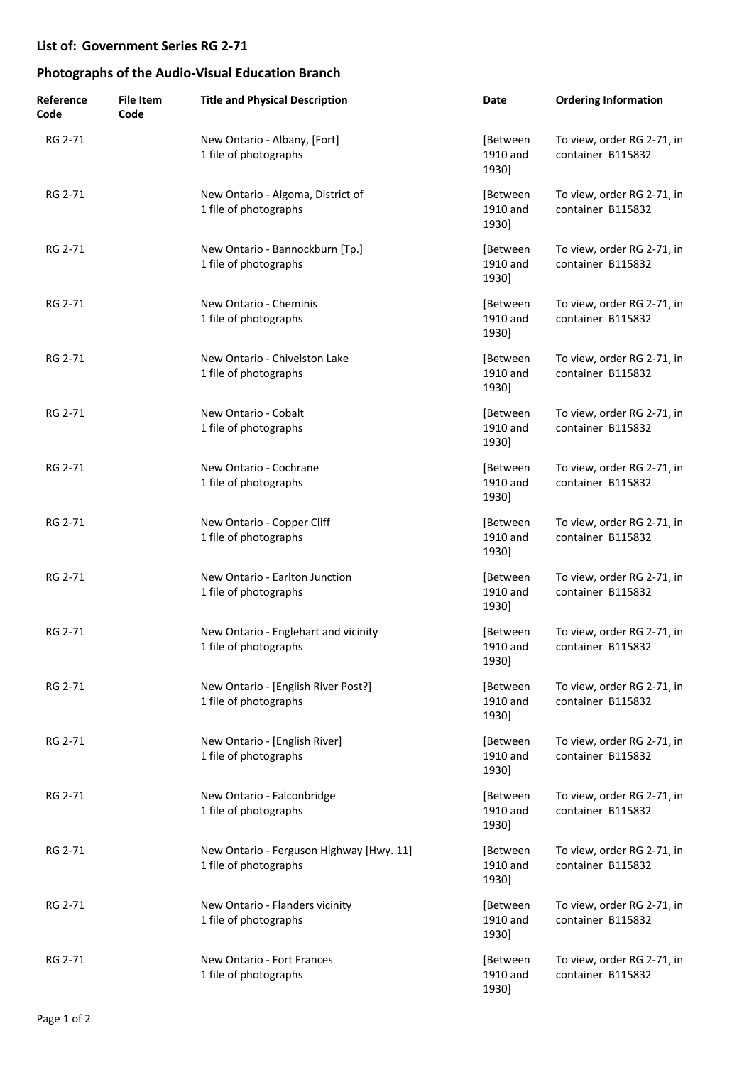## List of: Government Series RG 2-71

## Photographs of the Audio-Visual Education Branch

| Reference Code | File Item Code | Title and Physical Description | Date | Ordering Information |
|---|---|---|---|---|
| RG 2-71 | | New Ontario - Albany, [Fort]<br>1 file of photographs | [Between 1910 and 1930] | To view, order RG 2-71, in container B115832 |
| RG 2-71 | | New Ontario - Algoma, District of<br>1 file of photographs | [Between 1910 and 1930] | To view, order RG 2-71, in container B115832 |
| RG 2-71 | | New Ontario - Bannockburn [Tp.]<br>1 file of photographs | [Between 1910 and 1930] | To view, order RG 2-71, in container B115832 |
| RG 2-71 | | New Ontario - Cheminis<br>1 file of photographs | [Between 1910 and 1930] | To view, order RG 2-71, in container B115832 |
| RG 2-71 | | New Ontario - Chivelston Lake<br>1 file of photographs | [Between 1910 and 1930] | To view, order RG 2-71, in container B115832 |
| RG 2-71 | | New Ontario - Cobalt<br>1 file of photographs | [Between 1910 and 1930] | To view, order RG 2-71, in container B115832 |
| RG 2-71 | | New Ontario - Cochrane<br>1 file of photographs | [Between 1910 and 1930] | To view, order RG 2-71, in container B115832 |
| RG 2-71 | | New Ontario - Copper Cliff<br>1 file of photographs | [Between 1910 and 1930] | To view, order RG 2-71, in container B115832 |
| RG 2-71 | | New Ontario - Earlton Junction<br>1 file of photographs | [Between 1910 and 1930] | To view, order RG 2-71, in container B115832 |
| RG 2-71 | | New Ontario - Englehart and vicinity<br>1 file of photographs | [Between 1910 and 1930] | To view, order RG 2-71, in container B115832 |
| RG 2-71 | | New Ontario - [English River Post?]<br>1 file of photographs | [Between 1910 and 1930] | To view, order RG 2-71, in container B115832 |
| RG 2-71 | | New Ontario - [English River]<br>1 file of photographs | [Between 1910 and 1930] | To view, order RG 2-71, in container B115832 |
| RG 2-71 | | New Ontario - Falconbridge<br>1 file of photographs | [Between 1910 and 1930] | To view, order RG 2-71, in container B115832 |
| RG 2-71 | | New Ontario - Ferguson Highway [Hwy. 11]<br>1 file of photographs | [Between 1910 and 1930] | To view, order RG 2-71, in container B115832 |
| RG 2-71 | | New Ontario - Flanders vicinity<br>1 file of photographs | [Between 1910 and 1930] | To view, order RG 2-71, in container B115832 |
| RG 2-71 | | New Ontario - Fort Frances<br>1 file of photographs | [Between 1910 and 1930] | To view, order RG 2-71, in container B115832 |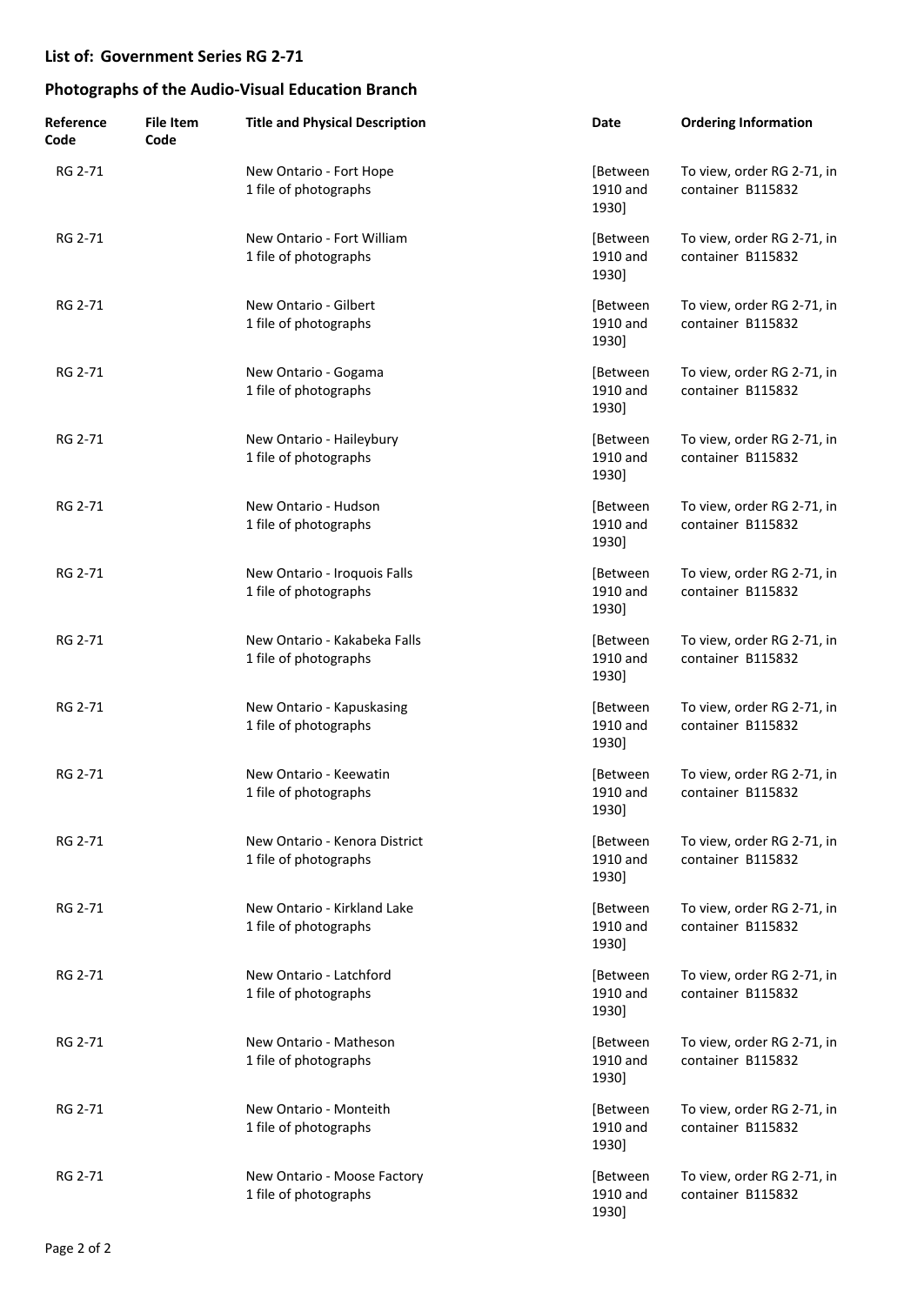## List of: Government Series RG 2-71

## Photographs of the Audio-Visual Education Branch

| Reference Code | File Item Code | Title and Physical Description | Date | Ordering Information |
|---|---|---|---|---|
| RG 2-71 | | New Ontario - Fort Hope<br>1 file of photographs | [Between 1910 and 1930] | To view, order RG 2-71, in container B115832 |
| RG 2-71 | | New Ontario - Fort William<br>1 file of photographs | [Between 1910 and 1930] | To view, order RG 2-71, in container B115832 |
| RG 2-71 | | New Ontario - Gilbert<br>1 file of photographs | [Between 1910 and 1930] | To view, order RG 2-71, in container B115832 |
| RG 2-71 | | New Ontario - Gogama<br>1 file of photographs | [Between 1910 and 1930] | To view, order RG 2-71, in container B115832 |
| RG 2-71 | | New Ontario - Haileybury<br>1 file of photographs | [Between 1910 and 1930] | To view, order RG 2-71, in container B115832 |
| RG 2-71 | | New Ontario - Hudson<br>1 file of photographs | [Between 1910 and 1930] | To view, order RG 2-71, in container B115832 |
| RG 2-71 | | New Ontario - Iroquois Falls<br>1 file of photographs | [Between 1910 and 1930] | To view, order RG 2-71, in container B115832 |
| RG 2-71 | | New Ontario - Kakabeka Falls<br>1 file of photographs | [Between 1910 and 1930] | To view, order RG 2-71, in container B115832 |
| RG 2-71 | | New Ontario - Kapuskasing<br>1 file of photographs | [Between 1910 and 1930] | To view, order RG 2-71, in container B115832 |
| RG 2-71 | | New Ontario - Keewatin<br>1 file of photographs | [Between 1910 and 1930] | To view, order RG 2-71, in container B115832 |
| RG 2-71 | | New Ontario - Kenora District<br>1 file of photographs | [Between 1910 and 1930] | To view, order RG 2-71, in container B115832 |
| RG 2-71 | | New Ontario - Kirkland Lake<br>1 file of photographs | [Between 1910 and 1930] | To view, order RG 2-71, in container B115832 |
| RG 2-71 | | New Ontario - Latchford<br>1 file of photographs | [Between 1910 and 1930] | To view, order RG 2-71, in container B115832 |
| RG 2-71 | | New Ontario - Matheson<br>1 file of photographs | [Between 1910 and 1930] | To view, order RG 2-71, in container B115832 |
| RG 2-71 | | New Ontario - Monteith<br>1 file of photographs | [Between 1910 and 1930] | To view, order RG 2-71, in container B115832 |
| RG 2-71 | | New Ontario - Moose Factory<br>1 file of photographs | [Between 1910 and 1930] | To view, order RG 2-71, in container B115832 |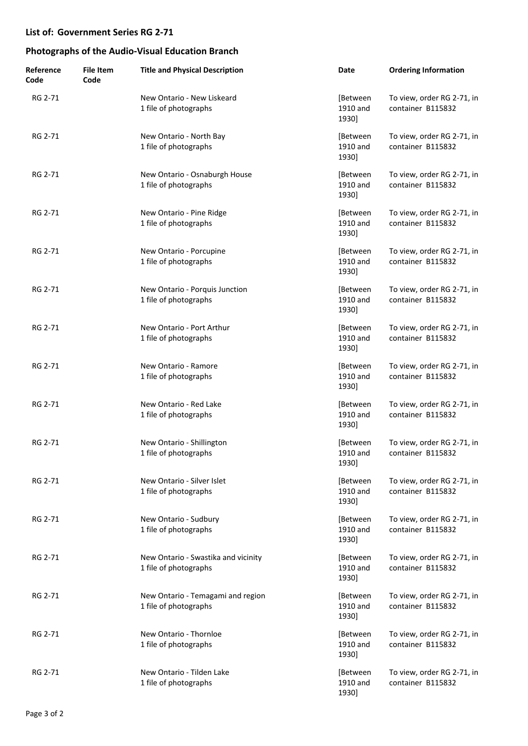**List of: Government Series RG 2-71**

**Photographs of the Audio-Visual Education Branch**

| Reference Code | File Item Code | Title and Physical Description | Date | Ordering Information |
| --- | --- | --- | --- | --- |
| RG 2-71 | | New Ontario - New Liskeard<br>1 file of photographs | [Between 1910 and 1930] | To view, order RG 2-71, in container B115832 |
| RG 2-71 | | New Ontario - North Bay<br>1 file of photographs | [Between 1910 and 1930] | To view, order RG 2-71, in container B115832 |
| RG 2-71 | | New Ontario - Osnaburgh House<br>1 file of photographs | [Between 1910 and 1930] | To view, order RG 2-71, in container B115832 |
| RG 2-71 | | New Ontario - Pine Ridge<br>1 file of photographs | [Between 1910 and 1930] | To view, order RG 2-71, in container B115832 |
| RG 2-71 | | New Ontario - Porcupine<br>1 file of photographs | [Between 1910 and 1930] | To view, order RG 2-71, in container B115832 |
| RG 2-71 | | New Ontario - Porquis Junction<br>1 file of photographs | [Between 1910 and 1930] | To view, order RG 2-71, in container B115832 |
| RG 2-71 | | New Ontario - Port Arthur<br>1 file of photographs | [Between 1910 and 1930] | To view, order RG 2-71, in container B115832 |
| RG 2-71 | | New Ontario - Ramore<br>1 file of photographs | [Between 1910 and 1930] | To view, order RG 2-71, in container B115832 |
| RG 2-71 | | New Ontario - Red Lake<br>1 file of photographs | [Between 1910 and 1930] | To view, order RG 2-71, in container B115832 |
| RG 2-71 | | New Ontario - Shillington<br>1 file of photographs | [Between 1910 and 1930] | To view, order RG 2-71, in container B115832 |
| RG 2-71 | | New Ontario - Silver Islet<br>1 file of photographs | [Between 1910 and 1930] | To view, order RG 2-71, in container B115832 |
| RG 2-71 | | New Ontario - Sudbury<br>1 file of photographs | [Between 1910 and 1930] | To view, order RG 2-71, in container B115832 |
| RG 2-71 | | New Ontario - Swastika and vicinity<br>1 file of photographs | [Between 1910 and 1930] | To view, order RG 2-71, in container B115832 |
| RG 2-71 | | New Ontario - Temagami and region<br>1 file of photographs | [Between 1910 and 1930] | To view, order RG 2-71, in container B115832 |
| RG 2-71 | | New Ontario - Thornloe<br>1 file of photographs | [Between 1910 and 1930] | To view, order RG 2-71, in container B115832 |
| RG 2-71 | | New Ontario - Tilden Lake<br>1 file of photographs | [Between 1910 and 1930] | To view, order RG 2-71, in container B115832 |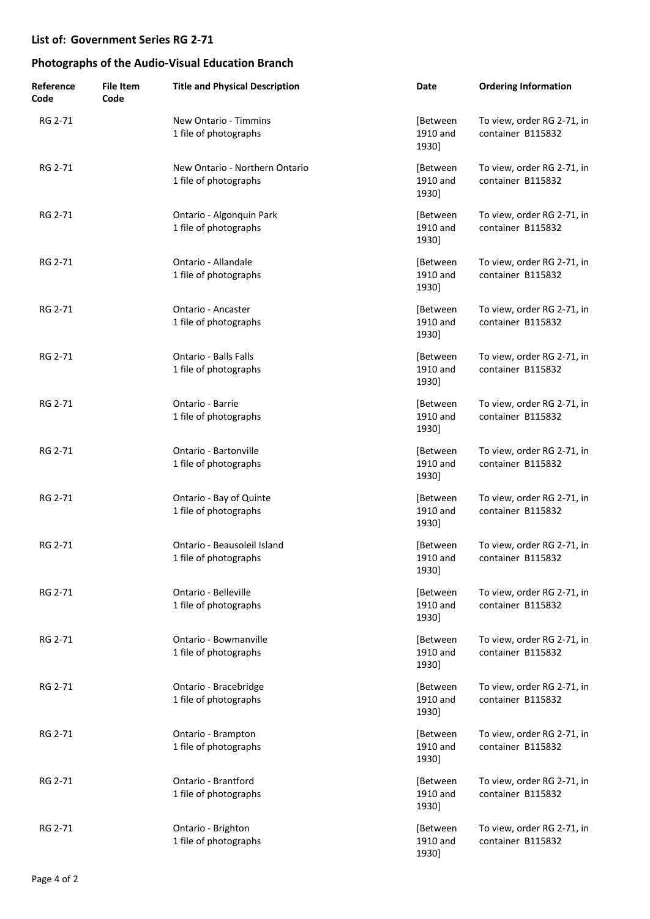## List of: Government Series RG 2-71

## Photographs of the Audio-Visual Education Branch

| Reference Code | File Item Code | Title and Physical Description | Date | Ordering Information |
|---|---|---|---|---|
| RG 2-71 | | New Ontario - Timmins<br>1 file of photographs | [Between 1910 and 1930] | To view, order RG 2-71, in container B115832 |
| RG 2-71 | | New Ontario - Northern Ontario<br>1 file of photographs | [Between 1910 and 1930] | To view, order RG 2-71, in container B115832 |
| RG 2-71 | | Ontario - Algonquin Park<br>1 file of photographs | [Between 1910 and 1930] | To view, order RG 2-71, in container B115832 |
| RG 2-71 | | Ontario - Allandale<br>1 file of photographs | [Between 1910 and 1930] | To view, order RG 2-71, in container B115832 |
| RG 2-71 | | Ontario - Ancaster<br>1 file of photographs | [Between 1910 and 1930] | To view, order RG 2-71, in container B115832 |
| RG 2-71 | | Ontario - Balls Falls<br>1 file of photographs | [Between 1910 and 1930] | To view, order RG 2-71, in container B115832 |
| RG 2-71 | | Ontario - Barrie<br>1 file of photographs | [Between 1910 and 1930] | To view, order RG 2-71, in container B115832 |
| RG 2-71 | | Ontario - Bartonville<br>1 file of photographs | [Between 1910 and 1930] | To view, order RG 2-71, in container B115832 |
| RG 2-71 | | Ontario - Bay of Quinte<br>1 file of photographs | [Between 1910 and 1930] | To view, order RG 2-71, in container B115832 |
| RG 2-71 | | Ontario - Beausoleil Island<br>1 file of photographs | [Between 1910 and 1930] | To view, order RG 2-71, in container B115832 |
| RG 2-71 | | Ontario - Belleville<br>1 file of photographs | [Between 1910 and 1930] | To view, order RG 2-71, in container B115832 |
| RG 2-71 | | Ontario - Bowmanville<br>1 file of photographs | [Between 1910 and 1930] | To view, order RG 2-71, in container B115832 |
| RG 2-71 | | Ontario - Bracebridge<br>1 file of photographs | [Between 1910 and 1930] | To view, order RG 2-71, in container B115832 |
| RG 2-71 | | Ontario - Brampton<br>1 file of photographs | [Between 1910 and 1930] | To view, order RG 2-71, in container B115832 |
| RG 2-71 | | Ontario - Brantford<br>1 file of photographs | [Between 1910 and 1930] | To view, order RG 2-71, in container B115832 |
| RG 2-71 | | Ontario - Brighton<br>1 file of photographs | [Between 1910 and 1930] | To view, order RG 2-71, in container B115832 |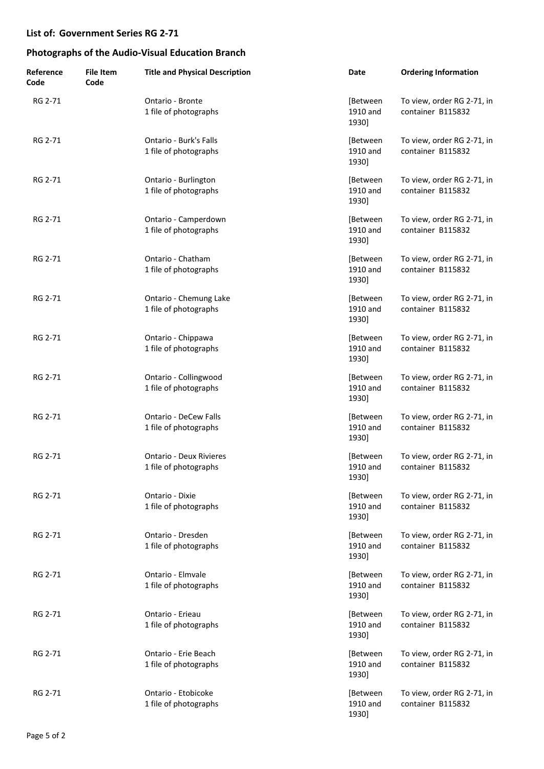**List of: Government Series RG 2-71**

**Photographs of the Audio-Visual Education Branch**

| Reference Code | File Item Code | Title and Physical Description | Date | Ordering Information |
|---|---|---|---|---|
| RG 2-71 | | Ontario - Bronte<br>1 file of photographs | [Between 1910 and 1930] | To view, order RG 2-71, in container B115832 |
| RG 2-71 | | Ontario - Burk's Falls<br>1 file of photographs | [Between 1910 and 1930] | To view, order RG 2-71, in container B115832 |
| RG 2-71 | | Ontario - Burlington<br>1 file of photographs | [Between 1910 and 1930] | To view, order RG 2-71, in container B115832 |
| RG 2-71 | | Ontario - Camperdown<br>1 file of photographs | [Between 1910 and 1930] | To view, order RG 2-71, in container B115832 |
| RG 2-71 | | Ontario - Chatham<br>1 file of photographs | [Between 1910 and 1930] | To view, order RG 2-71, in container B115832 |
| RG 2-71 | | Ontario - Chemung Lake<br>1 file of photographs | [Between 1910 and 1930] | To view, order RG 2-71, in container B115832 |
| RG 2-71 | | Ontario - Chippawa<br>1 file of photographs | [Between 1910 and 1930] | To view, order RG 2-71, in container B115832 |
| RG 2-71 | | Ontario - Collingwood<br>1 file of photographs | [Between 1910 and 1930] | To view, order RG 2-71, in container B115832 |
| RG 2-71 | | Ontario - DeCew Falls<br>1 file of photographs | [Between 1910 and 1930] | To view, order RG 2-71, in container B115832 |
| RG 2-71 | | Ontario - Deux Rivieres<br>1 file of photographs | [Between 1910 and 1930] | To view, order RG 2-71, in container B115832 |
| RG 2-71 | | Ontario - Dixie<br>1 file of photographs | [Between 1910 and 1930] | To view, order RG 2-71, in container B115832 |
| RG 2-71 | | Ontario - Dresden<br>1 file of photographs | [Between 1910 and 1930] | To view, order RG 2-71, in container B115832 |
| RG 2-71 | | Ontario - Elmvale<br>1 file of photographs | [Between 1910 and 1930] | To view, order RG 2-71, in container B115832 |
| RG 2-71 | | Ontario - Erieau<br>1 file of photographs | [Between 1910 and 1930] | To view, order RG 2-71, in container B115832 |
| RG 2-71 | | Ontario - Erie Beach<br>1 file of photographs | [Between 1910 and 1930] | To view, order RG 2-71, in container B115832 |
| RG 2-71 | | Ontario - Etobicoke<br>1 file of photographs | [Between 1910 and 1930] | To view, order RG 2-71, in container B115832 |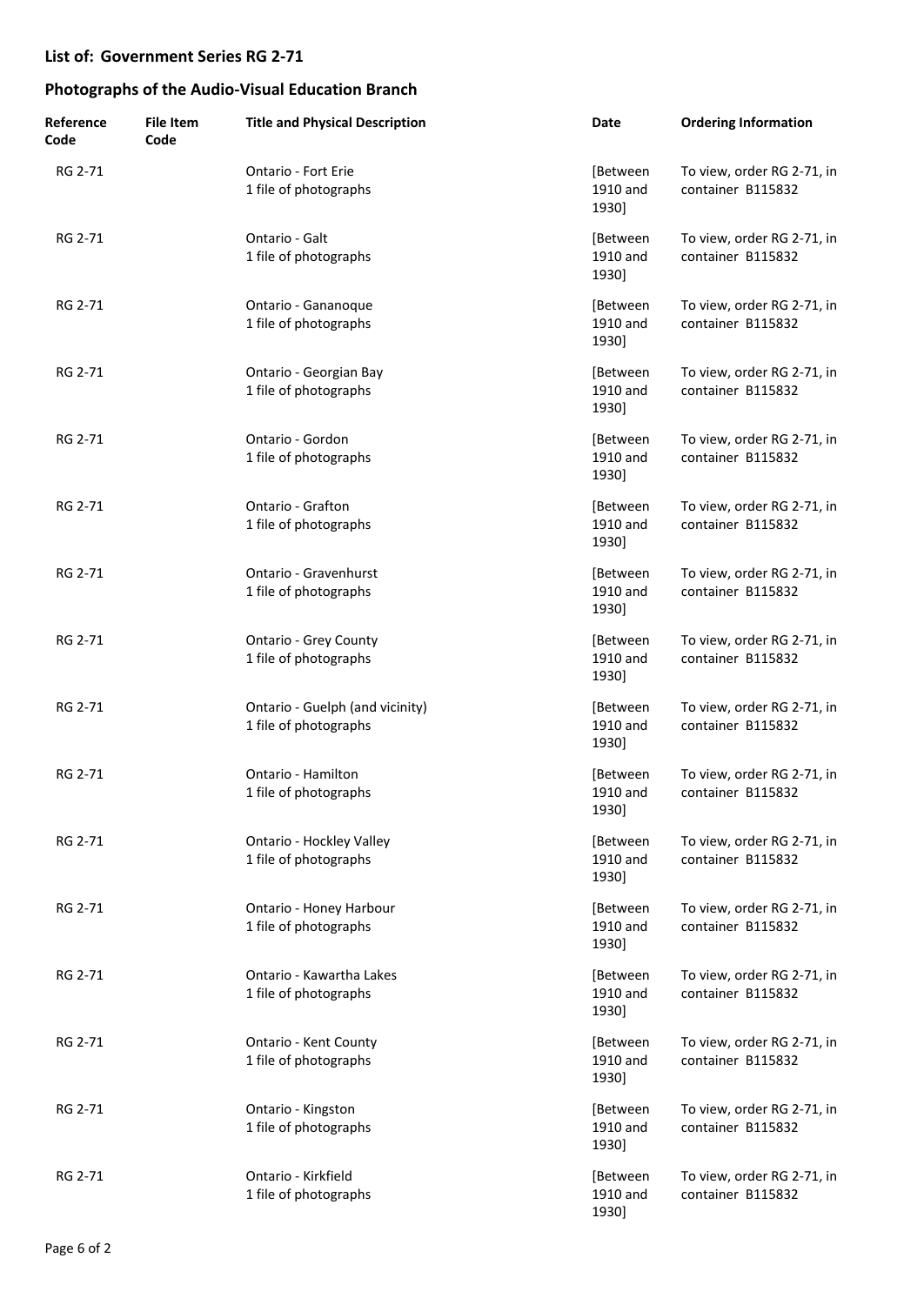## List of: Government Series RG 2-71

## Photographs of the Audio-Visual Education Branch

| Reference Code | File Item Code | Title and Physical Description | Date | Ordering Information |
|---|---|---|---|---|
| RG 2-71 | | Ontario - Fort Erie<br>1 file of photographs | [Between 1910 and 1930] | To view, order RG 2-71, in container B115832 |
| RG 2-71 | | Ontario - Galt<br>1 file of photographs | [Between 1910 and 1930] | To view, order RG 2-71, in container B115832 |
| RG 2-71 | | Ontario - Gananoque<br>1 file of photographs | [Between 1910 and 1930] | To view, order RG 2-71, in container B115832 |
| RG 2-71 | | Ontario - Georgian Bay<br>1 file of photographs | [Between 1910 and 1930] | To view, order RG 2-71, in container B115832 |
| RG 2-71 | | Ontario - Gordon<br>1 file of photographs | [Between 1910 and 1930] | To view, order RG 2-71, in container B115832 |
| RG 2-71 | | Ontario - Grafton<br>1 file of photographs | [Between 1910 and 1930] | To view, order RG 2-71, in container B115832 |
| RG 2-71 | | Ontario - Gravenhurst<br>1 file of photographs | [Between 1910 and 1930] | To view, order RG 2-71, in container B115832 |
| RG 2-71 | | Ontario - Grey County<br>1 file of photographs | [Between 1910 and 1930] | To view, order RG 2-71, in container B115832 |
| RG 2-71 | | Ontario - Guelph (and vicinity)<br>1 file of photographs | [Between 1910 and 1930] | To view, order RG 2-71, in container B115832 |
| RG 2-71 | | Ontario - Hamilton<br>1 file of photographs | [Between 1910 and 1930] | To view, order RG 2-71, in container B115832 |
| RG 2-71 | | Ontario - Hockley Valley<br>1 file of photographs | [Between 1910 and 1930] | To view, order RG 2-71, in container B115832 |
| RG 2-71 | | Ontario - Honey Harbour<br>1 file of photographs | [Between 1910 and 1930] | To view, order RG 2-71, in container B115832 |
| RG 2-71 | | Ontario - Kawartha Lakes<br>1 file of photographs | [Between 1910 and 1930] | To view, order RG 2-71, in container B115832 |
| RG 2-71 | | Ontario - Kent County<br>1 file of photographs | [Between 1910 and 1930] | To view, order RG 2-71, in container B115832 |
| RG 2-71 | | Ontario - Kingston<br>1 file of photographs | [Between 1910 and 1930] | To view, order RG 2-71, in container B115832 |
| RG 2-71 | | Ontario - Kirkfield<br>1 file of photographs | [Between 1910 and 1930] | To view, order RG 2-71, in container B115832 |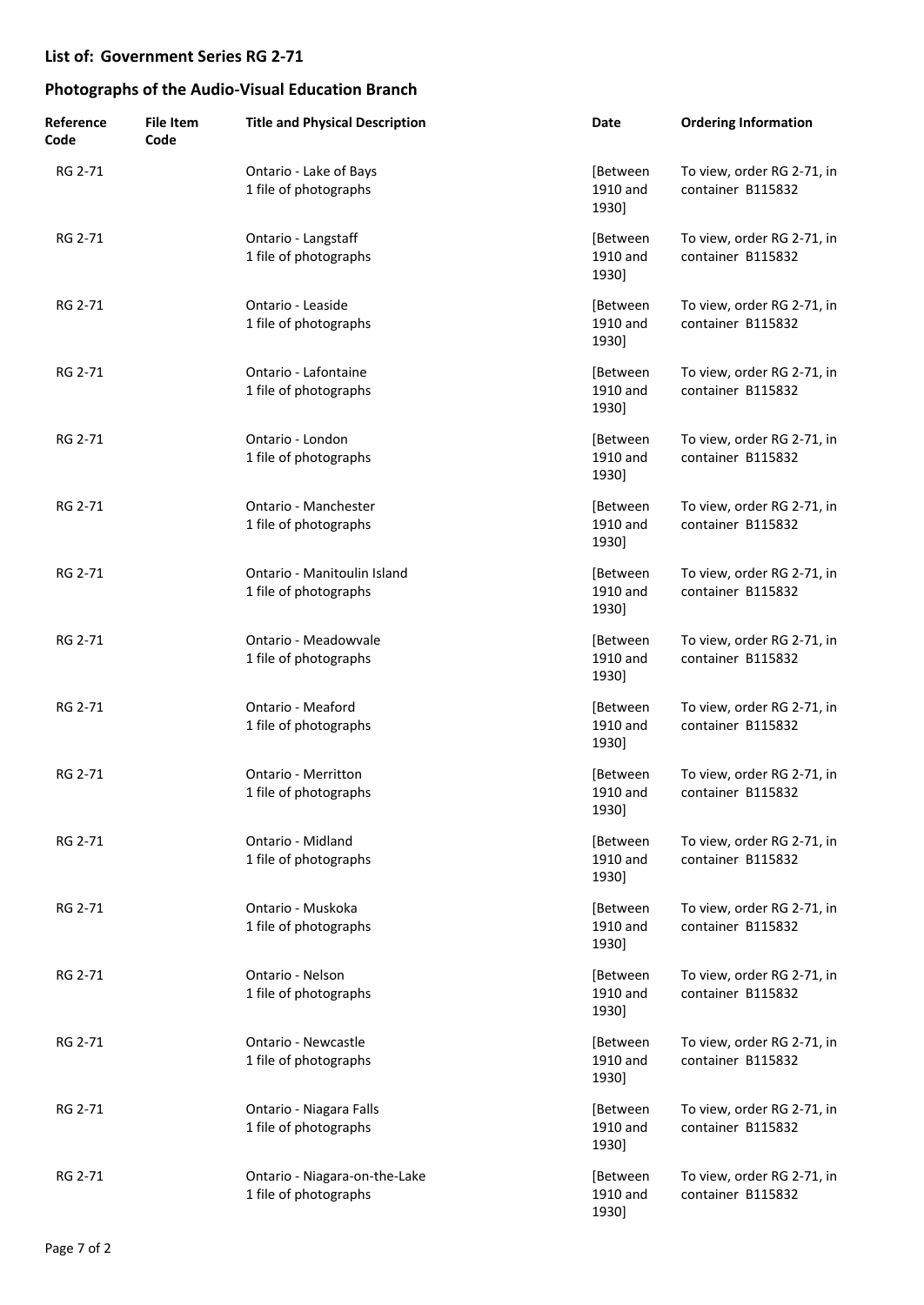**List of: Government Series RG 2-71**

**Photographs of the Audio-Visual Education Branch**

| Reference Code | File Item Code | Title and Physical Description | Date | Ordering Information |
|---|---|---|---|---|
| RG 2-71 | | Ontario - Lake of Bays<br>1 file of photographs | [Between 1910 and 1930] | To view, order RG 2-71, in container B115832 |
| RG 2-71 | | Ontario - Langstaff<br>1 file of photographs | [Between 1910 and 1930] | To view, order RG 2-71, in container B115832 |
| RG 2-71 | | Ontario - Leaside<br>1 file of photographs | [Between 1910 and 1930] | To view, order RG 2-71, in container B115832 |
| RG 2-71 | | Ontario - Lafontaine<br>1 file of photographs | [Between 1910 and 1930] | To view, order RG 2-71, in container B115832 |
| RG 2-71 | | Ontario - London<br>1 file of photographs | [Between 1910 and 1930] | To view, order RG 2-71, in container B115832 |
| RG 2-71 | | Ontario - Manchester<br>1 file of photographs | [Between 1910 and 1930] | To view, order RG 2-71, in container B115832 |
| RG 2-71 | | Ontario - Manitoulin Island<br>1 file of photographs | [Between 1910 and 1930] | To view, order RG 2-71, in container B115832 |
| RG 2-71 | | Ontario - Meadowvale<br>1 file of photographs | [Between 1910 and 1930] | To view, order RG 2-71, in container B115832 |
| RG 2-71 | | Ontario - Meaford<br>1 file of photographs | [Between 1910 and 1930] | To view, order RG 2-71, in container B115832 |
| RG 2-71 | | Ontario - Merritton<br>1 file of photographs | [Between 1910 and 1930] | To view, order RG 2-71, in container B115832 |
| RG 2-71 | | Ontario - Midland<br>1 file of photographs | [Between 1910 and 1930] | To view, order RG 2-71, in container B115832 |
| RG 2-71 | | Ontario - Muskoka<br>1 file of photographs | [Between 1910 and 1930] | To view, order RG 2-71, in container B115832 |
| RG 2-71 | | Ontario - Nelson<br>1 file of photographs | [Between 1910 and 1930] | To view, order RG 2-71, in container B115832 |
| RG 2-71 | | Ontario - Newcastle<br>1 file of photographs | [Between 1910 and 1930] | To view, order RG 2-71, in container B115832 |
| RG 2-71 | | Ontario - Niagara Falls<br>1 file of photographs | [Between 1910 and 1930] | To view, order RG 2-71, in container B115832 |
| RG 2-71 | | Ontario - Niagara-on-the-Lake<br>1 file of photographs | [Between 1910 and 1930] | To view, order RG 2-71, in container B115832 |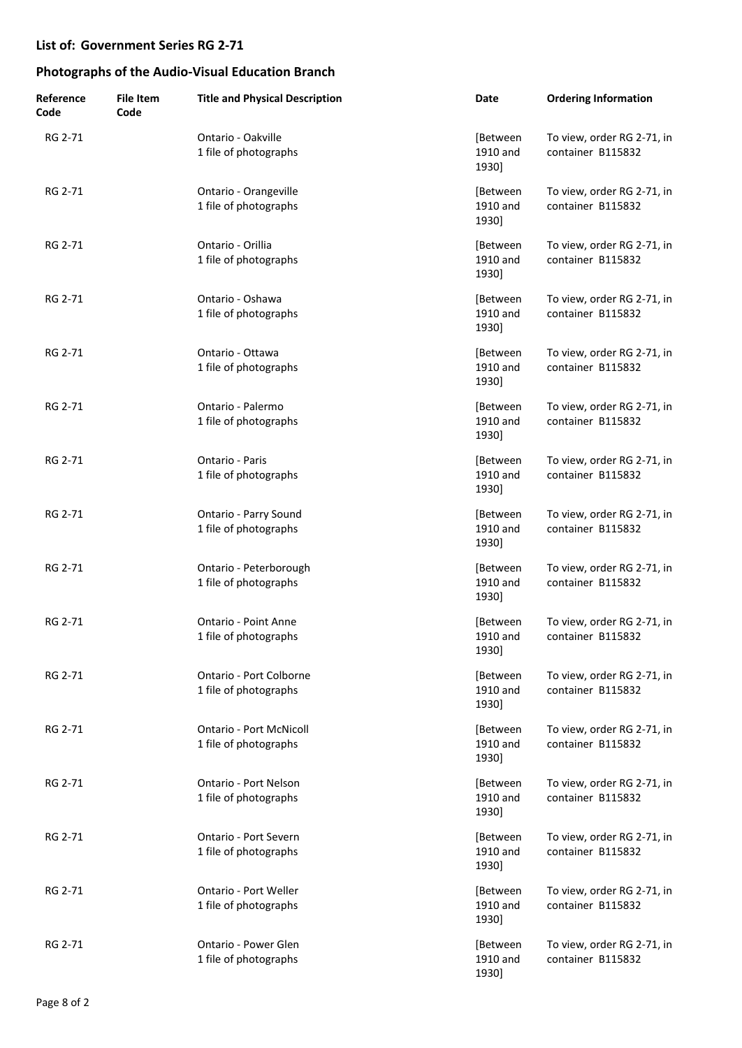## List of: Government Series RG 2-71

## Photographs of the Audio-Visual Education Branch

| Reference Code | File Item Code | Title and Physical Description | Date | Ordering Information |
|---|---|---|---|---|
| RG 2-71 | | Ontario - Oakville<br>1 file of photographs | [Between 1910 and 1930] | To view, order RG 2-71, in container B115832 |
| RG 2-71 | | Ontario - Orangeville<br>1 file of photographs | [Between 1910 and 1930] | To view, order RG 2-71, in container B115832 |
| RG 2-71 | | Ontario - Orillia<br>1 file of photographs | [Between 1910 and 1930] | To view, order RG 2-71, in container B115832 |
| RG 2-71 | | Ontario - Oshawa<br>1 file of photographs | [Between 1910 and 1930] | To view, order RG 2-71, in container B115832 |
| RG 2-71 | | Ontario - Ottawa<br>1 file of photographs | [Between 1910 and 1930] | To view, order RG 2-71, in container B115832 |
| RG 2-71 | | Ontario - Palermo<br>1 file of photographs | [Between 1910 and 1930] | To view, order RG 2-71, in container B115832 |
| RG 2-71 | | Ontario - Paris<br>1 file of photographs | [Between 1910 and 1930] | To view, order RG 2-71, in container B115832 |
| RG 2-71 | | Ontario - Parry Sound<br>1 file of photographs | [Between 1910 and 1930] | To view, order RG 2-71, in container B115832 |
| RG 2-71 | | Ontario - Peterborough<br>1 file of photographs | [Between 1910 and 1930] | To view, order RG 2-71, in container B115832 |
| RG 2-71 | | Ontario - Point Anne<br>1 file of photographs | [Between 1910 and 1930] | To view, order RG 2-71, in container B115832 |
| RG 2-71 | | Ontario - Port Colborne<br>1 file of photographs | [Between 1910 and 1930] | To view, order RG 2-71, in container B115832 |
| RG 2-71 | | Ontario - Port McNicoll<br>1 file of photographs | [Between 1910 and 1930] | To view, order RG 2-71, in container B115832 |
| RG 2-71 | | Ontario - Port Nelson<br>1 file of photographs | [Between 1910 and 1930] | To view, order RG 2-71, in container B115832 |
| RG 2-71 | | Ontario - Port Severn<br>1 file of photographs | [Between 1910 and 1930] | To view, order RG 2-71, in container B115832 |
| RG 2-71 | | Ontario - Port Weller<br>1 file of photographs | [Between 1910 and 1930] | To view, order RG 2-71, in container B115832 |
| RG 2-71 | | Ontario - Power Glen<br>1 file of photographs | [Between 1910 and 1930] | To view, order RG 2-71, in container B115832 |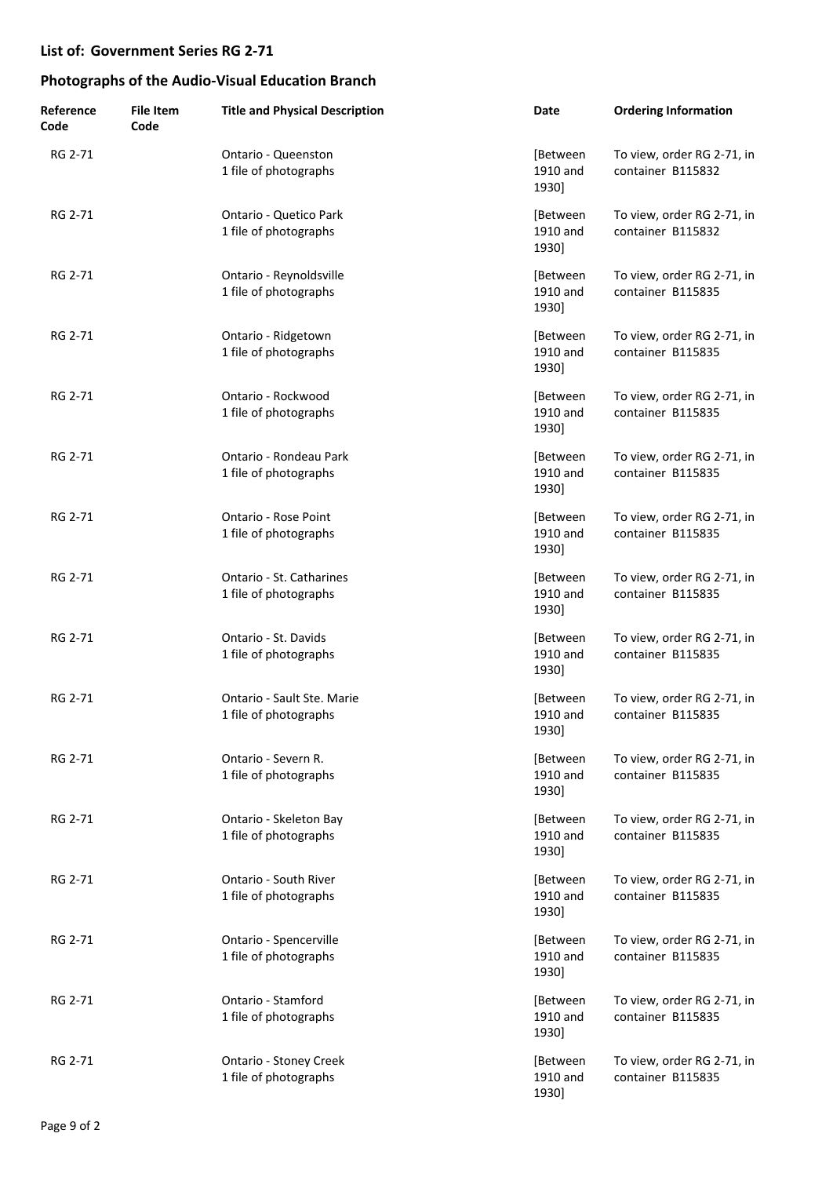**List of: Government Series RG 2-71**

**Photographs of the Audio-Visual Education Branch**

| Reference Code | File Item Code | Title and Physical Description | Date | Ordering Information |
|---|---|---|---|---|
| RG 2-71 | | Ontario - Queenston<br>1 file of photographs | [Between 1910 and 1930] | To view, order RG 2-71, in container B115832 |
| RG 2-71 | | Ontario - Quetico Park<br>1 file of photographs | [Between 1910 and 1930] | To view, order RG 2-71, in container B115832 |
| RG 2-71 | | Ontario - Reynoldsville<br>1 file of photographs | [Between 1910 and 1930] | To view, order RG 2-71, in container B115835 |
| RG 2-71 | | Ontario - Ridgetown<br>1 file of photographs | [Between 1910 and 1930] | To view, order RG 2-71, in container B115835 |
| RG 2-71 | | Ontario - Rockwood<br>1 file of photographs | [Between 1910 and 1930] | To view, order RG 2-71, in container B115835 |
| RG 2-71 | | Ontario - Rondeau Park<br>1 file of photographs | [Between 1910 and 1930] | To view, order RG 2-71, in container B115835 |
| RG 2-71 | | Ontario - Rose Point<br>1 file of photographs | [Between 1910 and 1930] | To view, order RG 2-71, in container B115835 |
| RG 2-71 | | Ontario - St. Catharines<br>1 file of photographs | [Between 1910 and 1930] | To view, order RG 2-71, in container B115835 |
| RG 2-71 | | Ontario - St. Davids<br>1 file of photographs | [Between 1910 and 1930] | To view, order RG 2-71, in container B115835 |
| RG 2-71 | | Ontario - Sault Ste. Marie<br>1 file of photographs | [Between 1910 and 1930] | To view, order RG 2-71, in container B115835 |
| RG 2-71 | | Ontario - Severn R.<br>1 file of photographs | [Between 1910 and 1930] | To view, order RG 2-71, in container B115835 |
| RG 2-71 | | Ontario - Skeleton Bay<br>1 file of photographs | [Between 1910 and 1930] | To view, order RG 2-71, in container B115835 |
| RG 2-71 | | Ontario - South River<br>1 file of photographs | [Between 1910 and 1930] | To view, order RG 2-71, in container B115835 |
| RG 2-71 | | Ontario - Spencerville<br>1 file of photographs | [Between 1910 and 1930] | To view, order RG 2-71, in container B115835 |
| RG 2-71 | | Ontario - Stamford<br>1 file of photographs | [Between 1910 and 1930] | To view, order RG 2-71, in container B115835 |
| RG 2-71 | | Ontario - Stoney Creek<br>1 file of photographs | [Between 1910 and 1930] | To view, order RG 2-71, in container B115835 |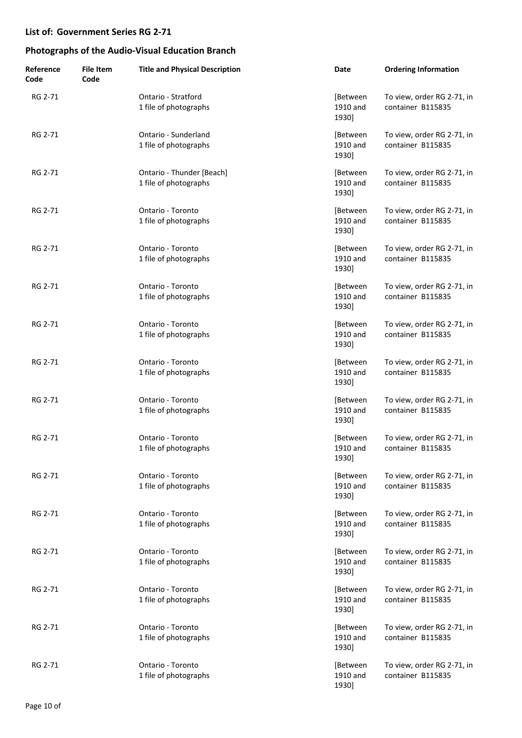**List of: Government Series RG 2-71**

**Photographs of the Audio-Visual Education Branch**

| Reference Code | File Item Code | Title and Physical Description | Date | Ordering Information |
|---|---|---|---|---|
| RG 2-71 | | Ontario - Stratford<br>1 file of photographs | [Between 1910 and 1930] | To view, order RG 2-71, in container B115835 |
| RG 2-71 | | Ontario - Sunderland<br>1 file of photographs | [Between 1910 and 1930] | To view, order RG 2-71, in container B115835 |
| RG 2-71 | | Ontario - Thunder [Beach]<br>1 file of photographs | [Between 1910 and 1930] | To view, order RG 2-71, in container B115835 |
| RG 2-71 | | Ontario - Toronto<br>1 file of photographs | [Between 1910 and 1930] | To view, order RG 2-71, in container B115835 |
| RG 2-71 | | Ontario - Toronto<br>1 file of photographs | [Between 1910 and 1930] | To view, order RG 2-71, in container B115835 |
| RG 2-71 | | Ontario - Toronto<br>1 file of photographs | [Between 1910 and 1930] | To view, order RG 2-71, in container B115835 |
| RG 2-71 | | Ontario - Toronto<br>1 file of photographs | [Between 1910 and 1930] | To view, order RG 2-71, in container B115835 |
| RG 2-71 | | Ontario - Toronto<br>1 file of photographs | [Between 1910 and 1930] | To view, order RG 2-71, in container B115835 |
| RG 2-71 | | Ontario - Toronto<br>1 file of photographs | [Between 1910 and 1930] | To view, order RG 2-71, in container B115835 |
| RG 2-71 | | Ontario - Toronto<br>1 file of photographs | [Between 1910 and 1930] | To view, order RG 2-71, in container B115835 |
| RG 2-71 | | Ontario - Toronto<br>1 file of photographs | [Between 1910 and 1930] | To view, order RG 2-71, in container B115835 |
| RG 2-71 | | Ontario - Toronto<br>1 file of photographs | [Between 1910 and 1930] | To view, order RG 2-71, in container B115835 |
| RG 2-71 | | Ontario - Toronto<br>1 file of photographs | [Between 1910 and 1930] | To view, order RG 2-71, in container B115835 |
| RG 2-71 | | Ontario - Toronto<br>1 file of photographs | [Between 1910 and 1930] | To view, order RG 2-71, in container B115835 |
| RG 2-71 | | Ontario - Toronto<br>1 file of photographs | [Between 1910 and 1930] | To view, order RG 2-71, in container B115835 |
| RG 2-71 | | Ontario - Toronto<br>1 file of photographs | [Between 1910 and 1930] | To view, order RG 2-71, in container B115835 |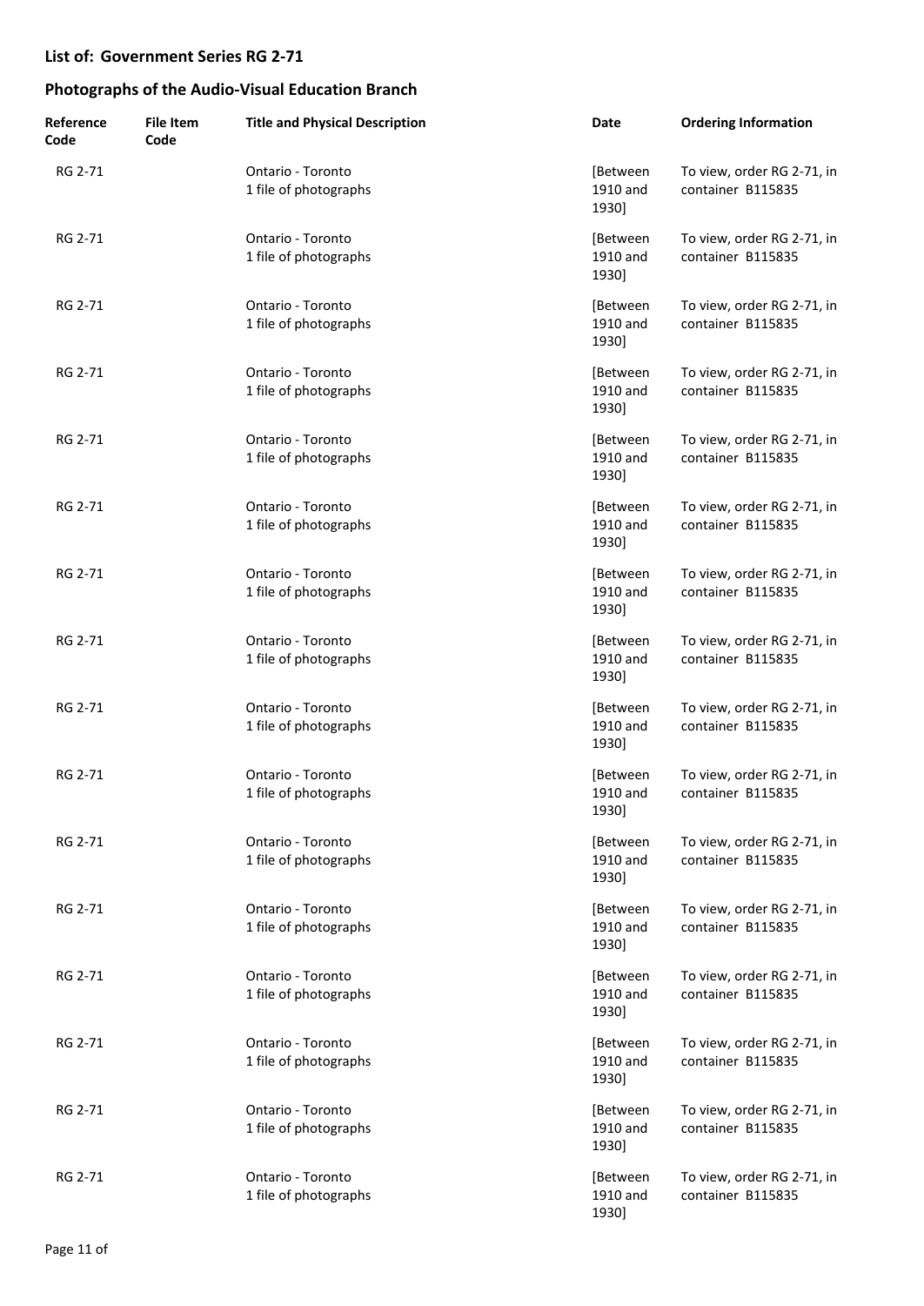## List of: Government Series RG 2-71

## Photographs of the Audio-Visual Education Branch

| Reference Code | File Item Code | Title and Physical Description | Date | Ordering Information |
|---|---|---|---|---|
| RG 2-71 | | Ontario - Toronto<br>1 file of photographs | [Between 1910 and 1930] | To view, order RG 2-71, in container B115835 |
| RG 2-71 | | Ontario - Toronto<br>1 file of photographs | [Between 1910 and 1930] | To view, order RG 2-71, in container B115835 |
| RG 2-71 | | Ontario - Toronto<br>1 file of photographs | [Between 1910 and 1930] | To view, order RG 2-71, in container B115835 |
| RG 2-71 | | Ontario - Toronto<br>1 file of photographs | [Between 1910 and 1930] | To view, order RG 2-71, in container B115835 |
| RG 2-71 | | Ontario - Toronto<br>1 file of photographs | [Between 1910 and 1930] | To view, order RG 2-71, in container B115835 |
| RG 2-71 | | Ontario - Toronto<br>1 file of photographs | [Between 1910 and 1930] | To view, order RG 2-71, in container B115835 |
| RG 2-71 | | Ontario - Toronto<br>1 file of photographs | [Between 1910 and 1930] | To view, order RG 2-71, in container B115835 |
| RG 2-71 | | Ontario - Toronto<br>1 file of photographs | [Between 1910 and 1930] | To view, order RG 2-71, in container B115835 |
| RG 2-71 | | Ontario - Toronto<br>1 file of photographs | [Between 1910 and 1930] | To view, order RG 2-71, in container B115835 |
| RG 2-71 | | Ontario - Toronto<br>1 file of photographs | [Between 1910 and 1930] | To view, order RG 2-71, in container B115835 |
| RG 2-71 | | Ontario - Toronto<br>1 file of photographs | [Between 1910 and 1930] | To view, order RG 2-71, in container B115835 |
| RG 2-71 | | Ontario - Toronto<br>1 file of photographs | [Between 1910 and 1930] | To view, order RG 2-71, in container B115835 |
| RG 2-71 | | Ontario - Toronto<br>1 file of photographs | [Between 1910 and 1930] | To view, order RG 2-71, in container B115835 |
| RG 2-71 | | Ontario - Toronto<br>1 file of photographs | [Between 1910 and 1930] | To view, order RG 2-71, in container B115835 |
| RG 2-71 | | Ontario - Toronto<br>1 file of photographs | [Between 1910 and 1930] | To view, order RG 2-71, in container B115835 |
| RG 2-71 | | Ontario - Toronto<br>1 file of photographs | [Between 1910 and 1930] | To view, order RG 2-71, in container B115835 |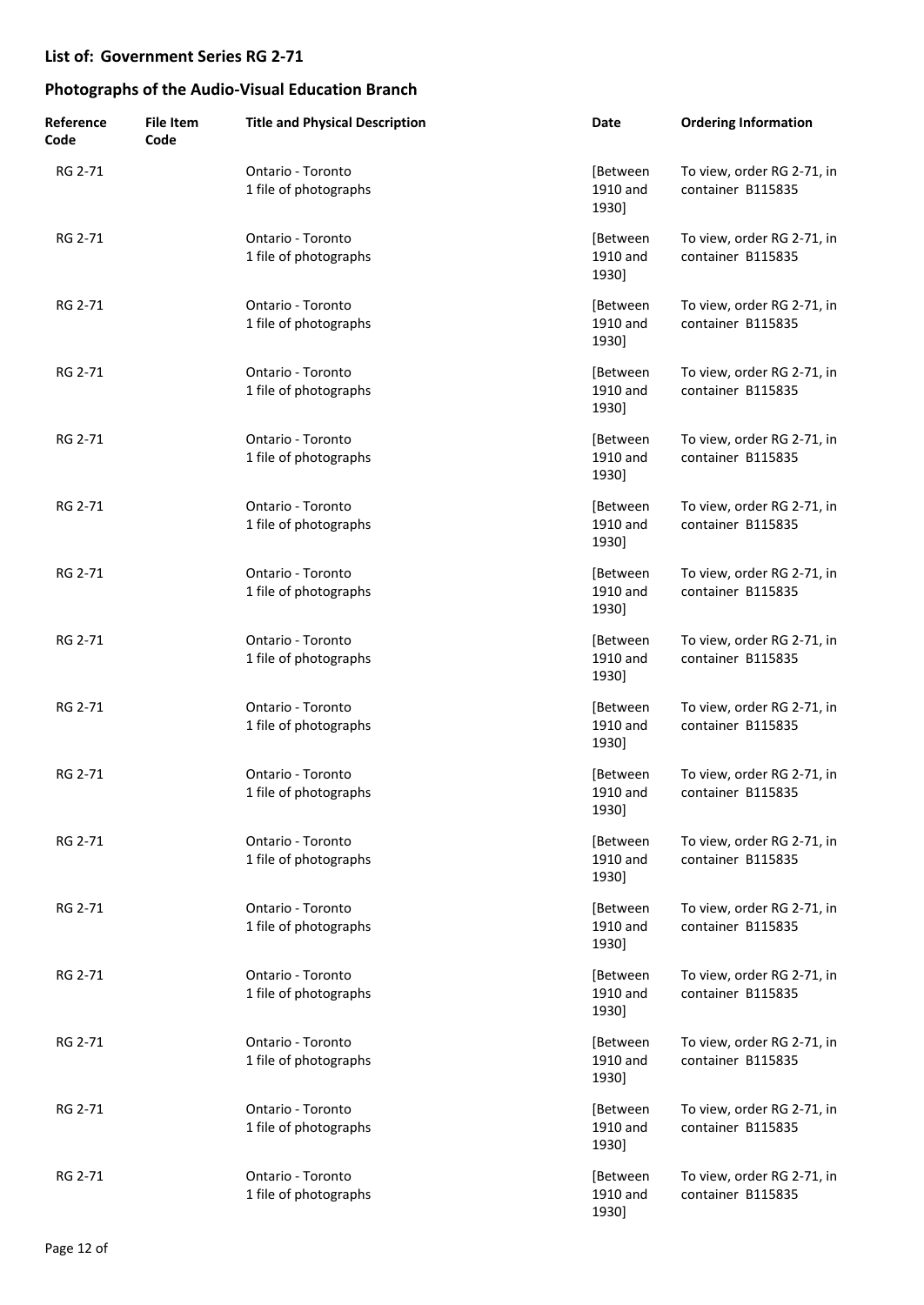## List of: Government Series RG 2-71

## Photographs of the Audio-Visual Education Branch

| Reference Code | File Item Code | Title and Physical Description | Date | Ordering Information |
|---|---|---|---|---|
| RG 2-71 | | Ontario - Toronto<br>1 file of photographs | [Between 1910 and 1930] | To view, order RG 2-71, in container B115835 |
| RG 2-71 | | Ontario - Toronto<br>1 file of photographs | [Between 1910 and 1930] | To view, order RG 2-71, in container B115835 |
| RG 2-71 | | Ontario - Toronto<br>1 file of photographs | [Between 1910 and 1930] | To view, order RG 2-71, in container B115835 |
| RG 2-71 | | Ontario - Toronto<br>1 file of photographs | [Between 1910 and 1930] | To view, order RG 2-71, in container B115835 |
| RG 2-71 | | Ontario - Toronto<br>1 file of photographs | [Between 1910 and 1930] | To view, order RG 2-71, in container B115835 |
| RG 2-71 | | Ontario - Toronto<br>1 file of photographs | [Between 1910 and 1930] | To view, order RG 2-71, in container B115835 |
| RG 2-71 | | Ontario - Toronto<br>1 file of photographs | [Between 1910 and 1930] | To view, order RG 2-71, in container B115835 |
| RG 2-71 | | Ontario - Toronto<br>1 file of photographs | [Between 1910 and 1930] | To view, order RG 2-71, in container B115835 |
| RG 2-71 | | Ontario - Toronto<br>1 file of photographs | [Between 1910 and 1930] | To view, order RG 2-71, in container B115835 |
| RG 2-71 | | Ontario - Toronto<br>1 file of photographs | [Between 1910 and 1930] | To view, order RG 2-71, in container B115835 |
| RG 2-71 | | Ontario - Toronto<br>1 file of photographs | [Between 1910 and 1930] | To view, order RG 2-71, in container B115835 |
| RG 2-71 | | Ontario - Toronto<br>1 file of photographs | [Between 1910 and 1930] | To view, order RG 2-71, in container B115835 |
| RG 2-71 | | Ontario - Toronto<br>1 file of photographs | [Between 1910 and 1930] | To view, order RG 2-71, in container B115835 |
| RG 2-71 | | Ontario - Toronto<br>1 file of photographs | [Between 1910 and 1930] | To view, order RG 2-71, in container B115835 |
| RG 2-71 | | Ontario - Toronto<br>1 file of photographs | [Between 1910 and 1930] | To view, order RG 2-71, in container B115835 |
| RG 2-71 | | Ontario - Toronto<br>1 file of photographs | [Between 1910 and 1930] | To view, order RG 2-71, in container B115835 |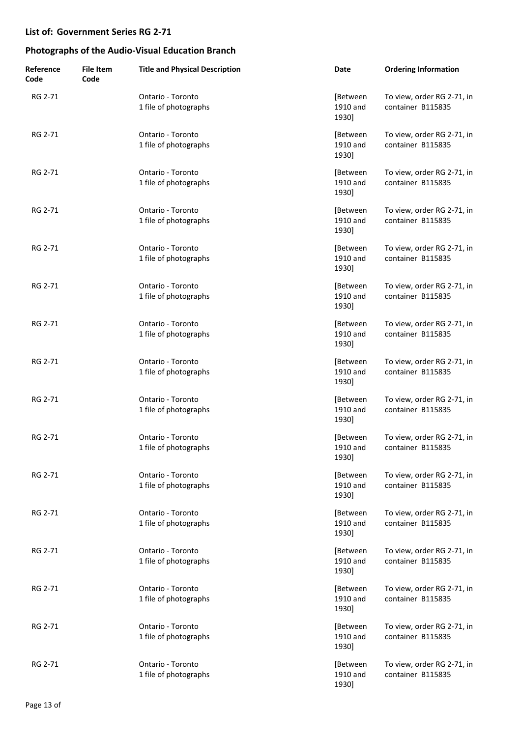## List of: Government Series RG 2-71

## Photographs of the Audio-Visual Education Branch

| Reference Code | File Item Code | Title and Physical Description | Date | Ordering Information |
|---|---|---|---|---|
| RG 2-71 | | Ontario - Toronto<br>1 file of photographs | [Between 1910 and 1930] | To view, order RG 2-71, in container B115835 |
| RG 2-71 | | Ontario - Toronto<br>1 file of photographs | [Between 1910 and 1930] | To view, order RG 2-71, in container B115835 |
| RG 2-71 | | Ontario - Toronto<br>1 file of photographs | [Between 1910 and 1930] | To view, order RG 2-71, in container B115835 |
| RG 2-71 | | Ontario - Toronto<br>1 file of photographs | [Between 1910 and 1930] | To view, order RG 2-71, in container B115835 |
| RG 2-71 | | Ontario - Toronto<br>1 file of photographs | [Between 1910 and 1930] | To view, order RG 2-71, in container B115835 |
| RG 2-71 | | Ontario - Toronto<br>1 file of photographs | [Between 1910 and 1930] | To view, order RG 2-71, in container B115835 |
| RG 2-71 | | Ontario - Toronto<br>1 file of photographs | [Between 1910 and 1930] | To view, order RG 2-71, in container B115835 |
| RG 2-71 | | Ontario - Toronto<br>1 file of photographs | [Between 1910 and 1930] | To view, order RG 2-71, in container B115835 |
| RG 2-71 | | Ontario - Toronto<br>1 file of photographs | [Between 1910 and 1930] | To view, order RG 2-71, in container B115835 |
| RG 2-71 | | Ontario - Toronto<br>1 file of photographs | [Between 1910 and 1930] | To view, order RG 2-71, in container B115835 |
| RG 2-71 | | Ontario - Toronto<br>1 file of photographs | [Between 1910 and 1930] | To view, order RG 2-71, in container B115835 |
| RG 2-71 | | Ontario - Toronto<br>1 file of photographs | [Between 1910 and 1930] | To view, order RG 2-71, in container B115835 |
| RG 2-71 | | Ontario - Toronto<br>1 file of photographs | [Between 1910 and 1930] | To view, order RG 2-71, in container B115835 |
| RG 2-71 | | Ontario - Toronto<br>1 file of photographs | [Between 1910 and 1930] | To view, order RG 2-71, in container B115835 |
| RG 2-71 | | Ontario - Toronto<br>1 file of photographs | [Between 1910 and 1930] | To view, order RG 2-71, in container B115835 |
| RG 2-71 | | Ontario - Toronto<br>1 file of photographs | [Between 1910 and 1930] | To view, order RG 2-71, in container B115835 |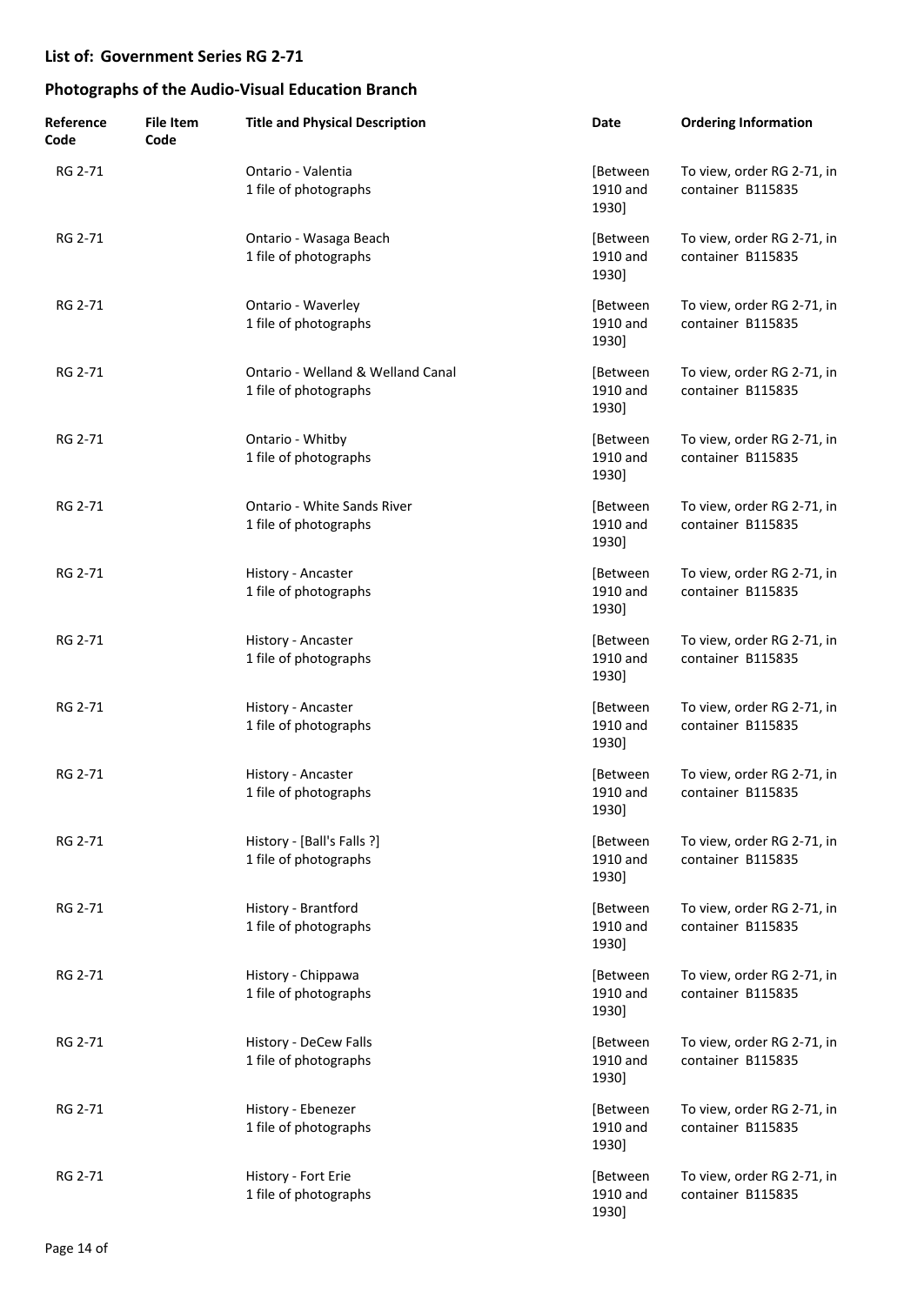## List of: Government Series RG 2-71

## Photographs of the Audio-Visual Education Branch

| Reference Code | File Item Code | Title and Physical Description | Date | Ordering Information |
|---|---|---|---|---|
| RG 2-71 | | Ontario - Valentia<br>1 file of photographs | [Between 1910 and 1930] | To view, order RG 2-71, in container B115835 |
| RG 2-71 | | Ontario - Wasaga Beach<br>1 file of photographs | [Between 1910 and 1930] | To view, order RG 2-71, in container B115835 |
| RG 2-71 | | Ontario - Waverley<br>1 file of photographs | [Between 1910 and 1930] | To view, order RG 2-71, in container B115835 |
| RG 2-71 | | Ontario - Welland & Welland Canal<br>1 file of photographs | [Between 1910 and 1930] | To view, order RG 2-71, in container B115835 |
| RG 2-71 | | Ontario - Whitby<br>1 file of photographs | [Between 1910 and 1930] | To view, order RG 2-71, in container B115835 |
| RG 2-71 | | Ontario - White Sands River<br>1 file of photographs | [Between 1910 and 1930] | To view, order RG 2-71, in container B115835 |
| RG 2-71 | | History - Ancaster<br>1 file of photographs | [Between 1910 and 1930] | To view, order RG 2-71, in container B115835 |
| RG 2-71 | | History - Ancaster<br>1 file of photographs | [Between 1910 and 1930] | To view, order RG 2-71, in container B115835 |
| RG 2-71 | | History - Ancaster<br>1 file of photographs | [Between 1910 and 1930] | To view, order RG 2-71, in container B115835 |
| RG 2-71 | | History - Ancaster<br>1 file of photographs | [Between 1910 and 1930] | To view, order RG 2-71, in container B115835 |
| RG 2-71 | | History - [Ball's Falls ?]<br>1 file of photographs | [Between 1910 and 1930] | To view, order RG 2-71, in container B115835 |
| RG 2-71 | | History - Brantford<br>1 file of photographs | [Between 1910 and 1930] | To view, order RG 2-71, in container B115835 |
| RG 2-71 | | History - Chippawa<br>1 file of photographs | [Between 1910 and 1930] | To view, order RG 2-71, in container B115835 |
| RG 2-71 | | History - DeCew Falls<br>1 file of photographs | [Between 1910 and 1930] | To view, order RG 2-71, in container B115835 |
| RG 2-71 | | History - Ebenezer<br>1 file of photographs | [Between 1910 and 1930] | To view, order RG 2-71, in container B115835 |
| RG 2-71 | | History - Fort Erie<br>1 file of photographs | [Between 1910 and 1930] | To view, order RG 2-71, in container B115835 |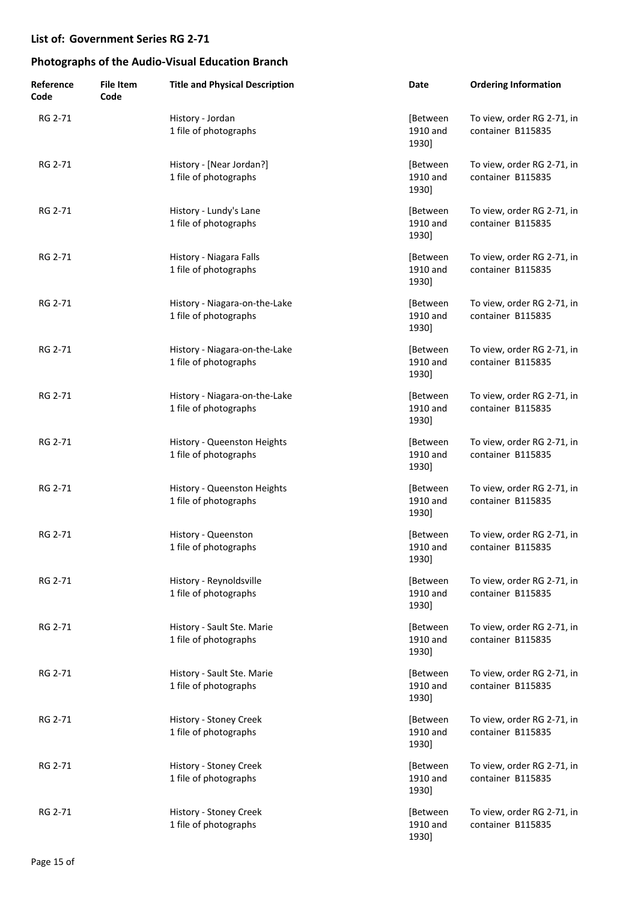## List of: Government Series RG 2-71

## Photographs of the Audio-Visual Education Branch

| Reference Code | File Item Code | Title and Physical Description | Date | Ordering Information |
|---|---|---|---|---|
| RG 2-71 | | History - Jordan<br>1 file of photographs | [Between 1910 and 1930] | To view, order RG 2-71, in container B115835 |
| RG 2-71 | | History - [Near Jordan?]<br>1 file of photographs | [Between 1910 and 1930] | To view, order RG 2-71, in container B115835 |
| RG 2-71 | | History - Lundy's Lane<br>1 file of photographs | [Between 1910 and 1930] | To view, order RG 2-71, in container B115835 |
| RG 2-71 | | History - Niagara Falls<br>1 file of photographs | [Between 1910 and 1930] | To view, order RG 2-71, in container B115835 |
| RG 2-71 | | History - Niagara-on-the-Lake<br>1 file of photographs | [Between 1910 and 1930] | To view, order RG 2-71, in container B115835 |
| RG 2-71 | | History - Niagara-on-the-Lake<br>1 file of photographs | [Between 1910 and 1930] | To view, order RG 2-71, in container B115835 |
| RG 2-71 | | History - Niagara-on-the-Lake<br>1 file of photographs | [Between 1910 and 1930] | To view, order RG 2-71, in container B115835 |
| RG 2-71 | | History - Queenston Heights<br>1 file of photographs | [Between 1910 and 1930] | To view, order RG 2-71, in container B115835 |
| RG 2-71 | | History - Queenston Heights<br>1 file of photographs | [Between 1910 and 1930] | To view, order RG 2-71, in container B115835 |
| RG 2-71 | | History - Queenston<br>1 file of photographs | [Between 1910 and 1930] | To view, order RG 2-71, in container B115835 |
| RG 2-71 | | History - Reynoldsville<br>1 file of photographs | [Between 1910 and 1930] | To view, order RG 2-71, in container B115835 |
| RG 2-71 | | History - Sault Ste. Marie<br>1 file of photographs | [Between 1910 and 1930] | To view, order RG 2-71, in container B115835 |
| RG 2-71 | | History - Sault Ste. Marie<br>1 file of photographs | [Between 1910 and 1930] | To view, order RG 2-71, in container B115835 |
| RG 2-71 | | History - Stoney Creek<br>1 file of photographs | [Between 1910 and 1930] | To view, order RG 2-71, in container B115835 |
| RG 2-71 | | History - Stoney Creek<br>1 file of photographs | [Between 1910 and 1930] | To view, order RG 2-71, in container B115835 |
| RG 2-71 | | History - Stoney Creek<br>1 file of photographs | [Between 1910 and 1930] | To view, order RG 2-71, in container B115835 |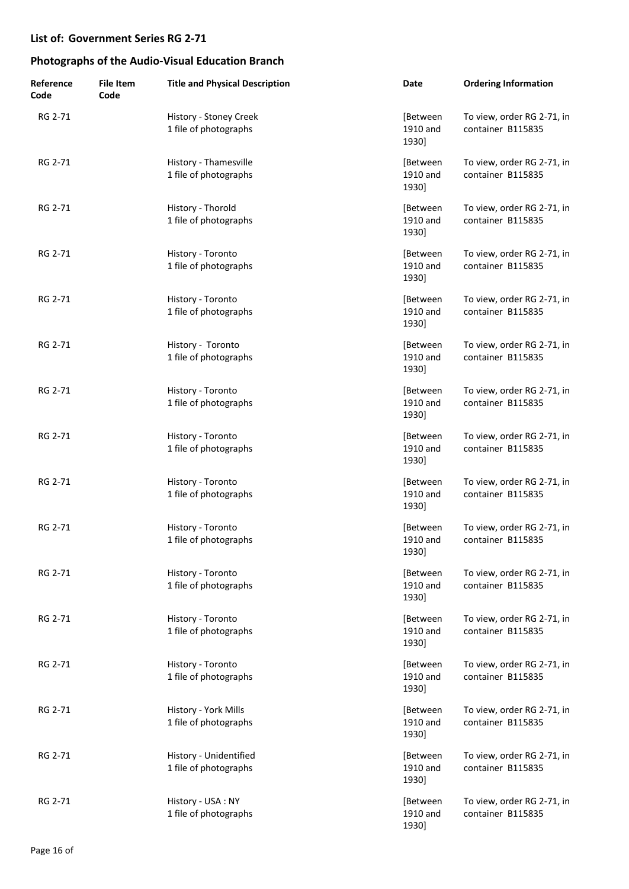## List of: Government Series RG 2-71

## Photographs of the Audio-Visual Education Branch

| Reference Code | File Item Code | Title and Physical Description | Date | Ordering Information |
| --- | --- | --- | --- | --- |
| RG 2-71 | | History - Stoney Creek<br>1 file of photographs | [Between 1910 and 1930] | To view, order RG 2-71, in container B115835 |
| RG 2-71 | | History - Thamesville<br>1 file of photographs | [Between 1910 and 1930] | To view, order RG 2-71, in container B115835 |
| RG 2-71 | | History - Thorold<br>1 file of photographs | [Between 1910 and 1930] | To view, order RG 2-71, in container B115835 |
| RG 2-71 | | History - Toronto<br>1 file of photographs | [Between 1910 and 1930] | To view, order RG 2-71, in container B115835 |
| RG 2-71 | | History - Toronto<br>1 file of photographs | [Between 1910 and 1930] | To view, order RG 2-71, in container B115835 |
| RG 2-71 | | History - Toronto<br>1 file of photographs | [Between 1910 and 1930] | To view, order RG 2-71, in container B115835 |
| RG 2-71 | | History - Toronto<br>1 file of photographs | [Between 1910 and 1930] | To view, order RG 2-71, in container B115835 |
| RG 2-71 | | History - Toronto<br>1 file of photographs | [Between 1910 and 1930] | To view, order RG 2-71, in container B115835 |
| RG 2-71 | | History - Toronto<br>1 file of photographs | [Between 1910 and 1930] | To view, order RG 2-71, in container B115835 |
| RG 2-71 | | History - Toronto<br>1 file of photographs | [Between 1910 and 1930] | To view, order RG 2-71, in container B115835 |
| RG 2-71 | | History - Toronto<br>1 file of photographs | [Between 1910 and 1930] | To view, order RG 2-71, in container B115835 |
| RG 2-71 | | History - Toronto<br>1 file of photographs | [Between 1910 and 1930] | To view, order RG 2-71, in container B115835 |
| RG 2-71 | | History - Toronto<br>1 file of photographs | [Between 1910 and 1930] | To view, order RG 2-71, in container B115835 |
| RG 2-71 | | History - York Mills<br>1 file of photographs | [Between 1910 and 1930] | To view, order RG 2-71, in container B115835 |
| RG 2-71 | | History - Unidentified<br>1 file of photographs | [Between 1910 and 1930] | To view, order RG 2-71, in container B115835 |
| RG 2-71 | | History - USA : NY<br>1 file of photographs | [Between 1910 and 1930] | To view, order RG 2-71, in container B115835 |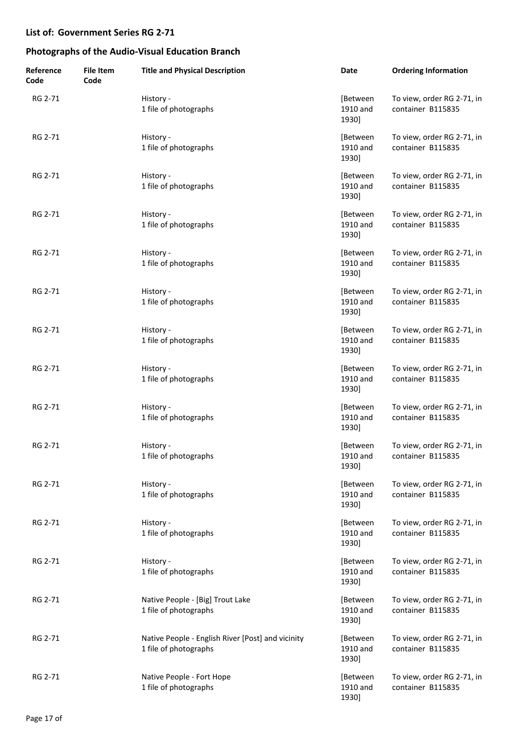**List of: Government Series RG 2-71**

**Photographs of the Audio-Visual Education Branch**

| Reference Code | File Item Code | Title and Physical Description | Date | Ordering Information |
| --- | --- | --- | --- | --- |
| RG 2-71 | | History - 1 file of photographs | [Between 1910 and 1930] | To view, order RG 2-71, in container B115835 |
| RG 2-71 | | History - 1 file of photographs | [Between 1910 and 1930] | To view, order RG 2-71, in container B115835 |
| RG 2-71 | | History - 1 file of photographs | [Between 1910 and 1930] | To view, order RG 2-71, in container B115835 |
| RG 2-71 | | History - 1 file of photographs | [Between 1910 and 1930] | To view, order RG 2-71, in container B115835 |
| RG 2-71 | | History - 1 file of photographs | [Between 1910 and 1930] | To view, order RG 2-71, in container B115835 |
| RG 2-71 | | History - 1 file of photographs | [Between 1910 and 1930] | To view, order RG 2-71, in container B115835 |
| RG 2-71 | | History - 1 file of photographs | [Between 1910 and 1930] | To view, order RG 2-71, in container B115835 |
| RG 2-71 | | History - 1 file of photographs | [Between 1910 and 1930] | To view, order RG 2-71, in container B115835 |
| RG 2-71 | | History - 1 file of photographs | [Between 1910 and 1930] | To view, order RG 2-71, in container B115835 |
| RG 2-71 | | History - 1 file of photographs | [Between 1910 and 1930] | To view, order RG 2-71, in container B115835 |
| RG 2-71 | | History - 1 file of photographs | [Between 1910 and 1930] | To view, order RG 2-71, in container B115835 |
| RG 2-71 | | History - 1 file of photographs | [Between 1910 and 1930] | To view, order RG 2-71, in container B115835 |
| RG 2-71 | | History - 1 file of photographs | [Between 1910 and 1930] | To view, order RG 2-71, in container B115835 |
| RG 2-71 | | Native People - [Big] Trout Lake 1 file of photographs | [Between 1910 and 1930] | To view, order RG 2-71, in container B115835 |
| RG 2-71 | | Native People - English River [Post] and vicinity 1 file of photographs | [Between 1910 and 1930] | To view, order RG 2-71, in container B115835 |
| RG 2-71 | | Native People - Fort Hope 1 file of photographs | [Between 1910 and 1930] | To view, order RG 2-71, in container B115835 |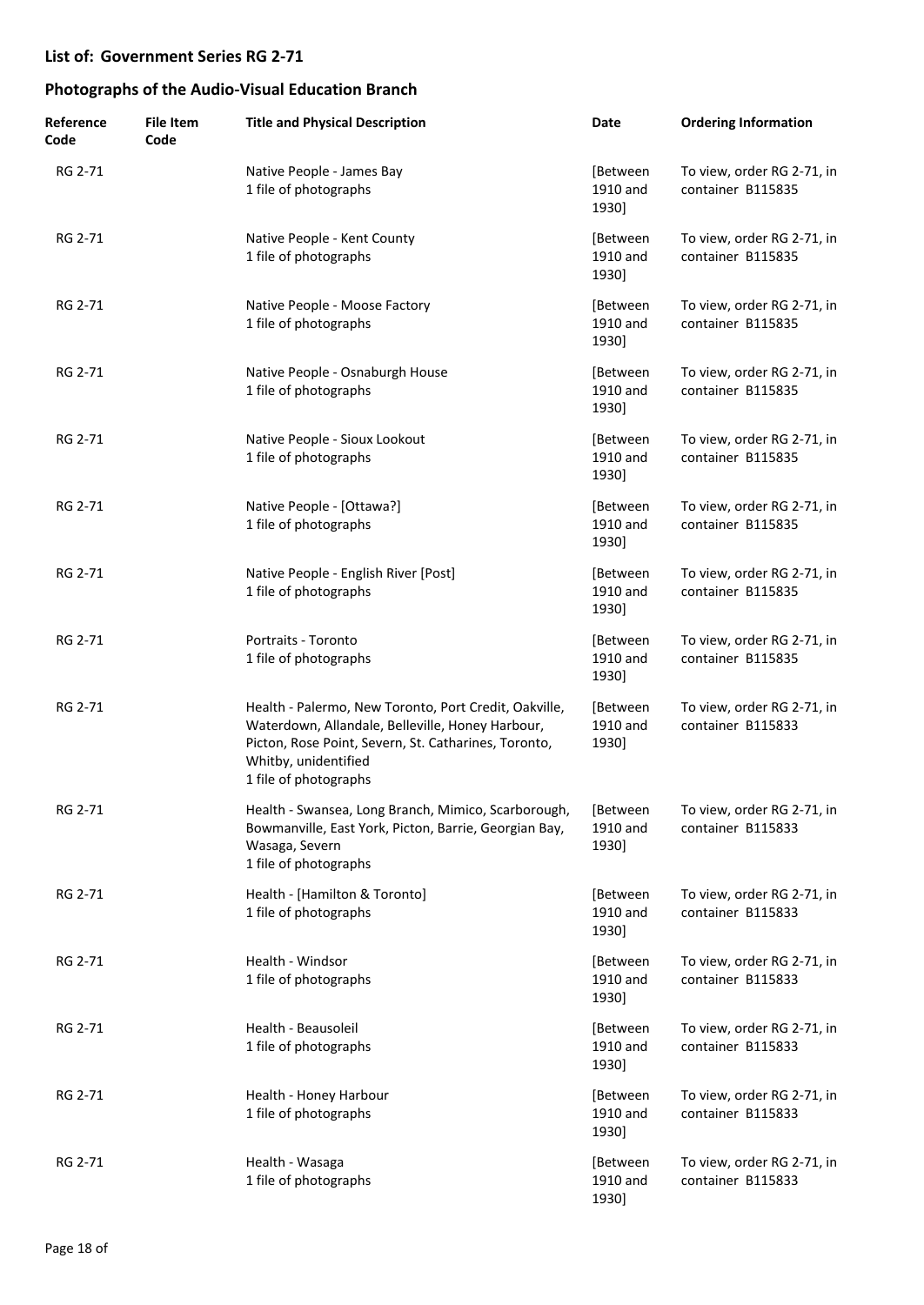**List of: Government Series RG 2-71**

**Photographs of the Audio-Visual Education Branch**

| Reference Code | File Item Code | Title and Physical Description | Date | Ordering Information |
|---|---|---|---|---|
| RG 2-71 | | Native People - James Bay<br>1 file of photographs | [Between 1910 and 1930] | To view, order RG 2-71, in container B115835 |
| RG 2-71 | | Native People - Kent County<br>1 file of photographs | [Between 1910 and 1930] | To view, order RG 2-71, in container B115835 |
| RG 2-71 | | Native People - Moose Factory<br>1 file of photographs | [Between 1910 and 1930] | To view, order RG 2-71, in container B115835 |
| RG 2-71 | | Native People - Osnaburgh House<br>1 file of photographs | [Between 1910 and 1930] | To view, order RG 2-71, in container B115835 |
| RG 2-71 | | Native People - Sioux Lookout<br>1 file of photographs | [Between 1910 and 1930] | To view, order RG 2-71, in container B115835 |
| RG 2-71 | | Native People - [Ottawa?]<br>1 file of photographs | [Between 1910 and 1930] | To view, order RG 2-71, in container B115835 |
| RG 2-71 | | Native People - English River [Post]<br>1 file of photographs | [Between 1910 and 1930] | To view, order RG 2-71, in container B115835 |
| RG 2-71 | | Portraits - Toronto<br>1 file of photographs | [Between 1910 and 1930] | To view, order RG 2-71, in container B115835 |
| RG 2-71 | | Health - Palermo, New Toronto, Port Credit, Oakville, Waterdown, Allandale, Belleville, Honey Harbour, Picton, Rose Point, Severn, St. Catharines, Toronto, Whitby, unidentified<br>1 file of photographs | [Between 1910 and 1930] | To view, order RG 2-71, in container B115833 |
| RG 2-71 | | Health - Swansea, Long Branch, Mimico, Scarborough, Bowmanville, East York, Picton, Barrie, Georgian Bay, Wasaga, Severn<br>1 file of photographs | [Between 1910 and 1930] | To view, order RG 2-71, in container B115833 |
| RG 2-71 | | Health - [Hamilton & Toronto]<br>1 file of photographs | [Between 1910 and 1930] | To view, order RG 2-71, in container B115833 |
| RG 2-71 | | Health - Windsor<br>1 file of photographs | [Between 1910 and 1930] | To view, order RG 2-71, in container B115833 |
| RG 2-71 | | Health - Beausoleil<br>1 file of photographs | [Between 1910 and 1930] | To view, order RG 2-71, in container B115833 |
| RG 2-71 | | Health - Honey Harbour<br>1 file of photographs | [Between 1910 and 1930] | To view, order RG 2-71, in container B115833 |
| RG 2-71 | | Health - Wasaga<br>1 file of photographs | [Between 1910 and 1930] | To view, order RG 2-71, in container B115833 |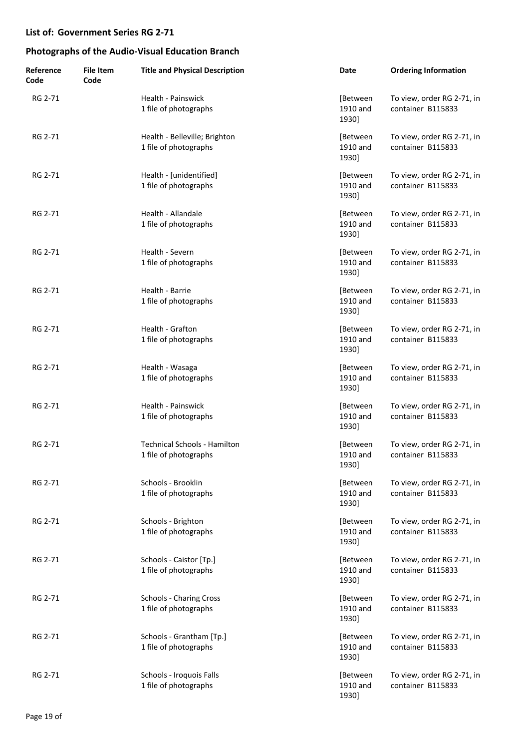## List of: Government Series RG 2-71

## Photographs of the Audio-Visual Education Branch

| Reference Code | File Item Code | Title and Physical Description | Date | Ordering Information |
| --- | --- | --- | --- | --- |
| RG 2-71 | | Health - Painswick<br>1 file of photographs | [Between 1910 and 1930] | To view, order RG 2-71, in container B115833 |
| RG 2-71 | | Health - Belleville; Brighton<br>1 file of photographs | [Between 1910 and 1930] | To view, order RG 2-71, in container B115833 |
| RG 2-71 | | Health - [unidentified]<br>1 file of photographs | [Between 1910 and 1930] | To view, order RG 2-71, in container B115833 |
| RG 2-71 | | Health - Allandale<br>1 file of photographs | [Between 1910 and 1930] | To view, order RG 2-71, in container B115833 |
| RG 2-71 | | Health - Severn<br>1 file of photographs | [Between 1910 and 1930] | To view, order RG 2-71, in container B115833 |
| RG 2-71 | | Health - Barrie<br>1 file of photographs | [Between 1910 and 1930] | To view, order RG 2-71, in container B115833 |
| RG 2-71 | | Health - Grafton<br>1 file of photographs | [Between 1910 and 1930] | To view, order RG 2-71, in container B115833 |
| RG 2-71 | | Health - Wasaga<br>1 file of photographs | [Between 1910 and 1930] | To view, order RG 2-71, in container B115833 |
| RG 2-71 | | Health - Painswick<br>1 file of photographs | [Between 1910 and 1930] | To view, order RG 2-71, in container B115833 |
| RG 2-71 | | Technical Schools - Hamilton<br>1 file of photographs | [Between 1910 and 1930] | To view, order RG 2-71, in container B115833 |
| RG 2-71 | | Schools - Brooklin<br>1 file of photographs | [Between 1910 and 1930] | To view, order RG 2-71, in container B115833 |
| RG 2-71 | | Schools - Brighton<br>1 file of photographs | [Between 1910 and 1930] | To view, order RG 2-71, in container B115833 |
| RG 2-71 | | Schools - Caistor [Tp.]<br>1 file of photographs | [Between 1910 and 1930] | To view, order RG 2-71, in container B115833 |
| RG 2-71 | | Schools - Charing Cross<br>1 file of photographs | [Between 1910 and 1930] | To view, order RG 2-71, in container B115833 |
| RG 2-71 | | Schools - Grantham [Tp.]<br>1 file of photographs | [Between 1910 and 1930] | To view, order RG 2-71, in container B115833 |
| RG 2-71 | | Schools - Iroquois Falls<br>1 file of photographs | [Between 1910 and 1930] | To view, order RG 2-71, in container B115833 |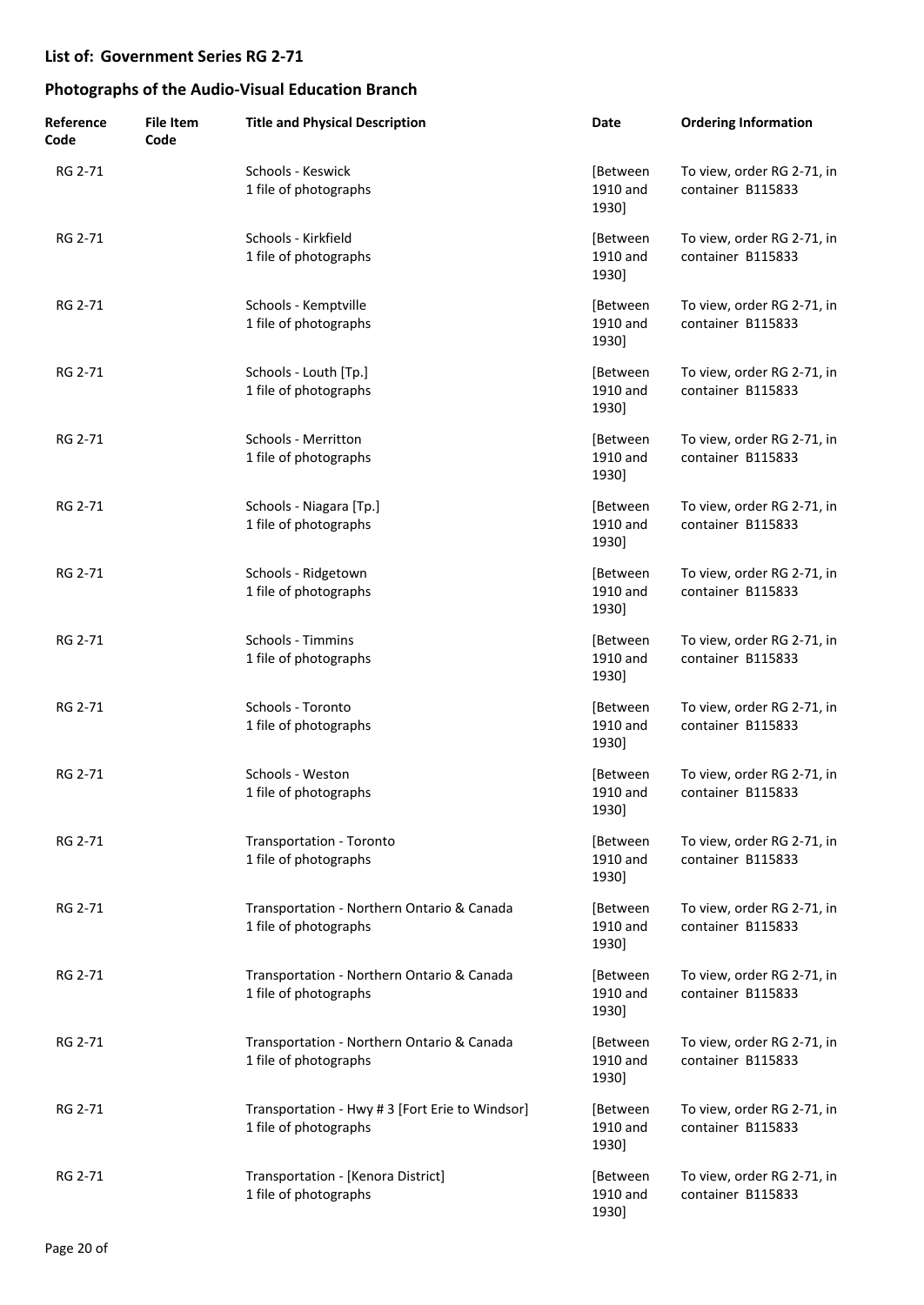## List of: Government Series RG 2-71

## Photographs of the Audio-Visual Education Branch

| Reference Code | File Item Code | Title and Physical Description | Date | Ordering Information |
|---|---|---|---|---|
| RG 2-71 | | Schools - Keswick<br>1 file of photographs | [Between 1910 and 1930] | To view, order RG 2-71, in container B115833 |
| RG 2-71 | | Schools - Kirkfield<br>1 file of photographs | [Between 1910 and 1930] | To view, order RG 2-71, in container B115833 |
| RG 2-71 | | Schools - Kemptville<br>1 file of photographs | [Between 1910 and 1930] | To view, order RG 2-71, in container B115833 |
| RG 2-71 | | Schools - Louth [Tp.]<br>1 file of photographs | [Between 1910 and 1930] | To view, order RG 2-71, in container B115833 |
| RG 2-71 | | Schools - Merritton<br>1 file of photographs | [Between 1910 and 1930] | To view, order RG 2-71, in container B115833 |
| RG 2-71 | | Schools - Niagara [Tp.]<br>1 file of photographs | [Between 1910 and 1930] | To view, order RG 2-71, in container B115833 |
| RG 2-71 | | Schools - Ridgetown<br>1 file of photographs | [Between 1910 and 1930] | To view, order RG 2-71, in container B115833 |
| RG 2-71 | | Schools - Timmins<br>1 file of photographs | [Between 1910 and 1930] | To view, order RG 2-71, in container B115833 |
| RG 2-71 | | Schools - Toronto<br>1 file of photographs | [Between 1910 and 1930] | To view, order RG 2-71, in container B115833 |
| RG 2-71 | | Schools - Weston<br>1 file of photographs | [Between 1910 and 1930] | To view, order RG 2-71, in container B115833 |
| RG 2-71 | | Transportation - Toronto<br>1 file of photographs | [Between 1910 and 1930] | To view, order RG 2-71, in container B115833 |
| RG 2-71 | | Transportation - Northern Ontario & Canada<br>1 file of photographs | [Between 1910 and 1930] | To view, order RG 2-71, in container B115833 |
| RG 2-71 | | Transportation - Northern Ontario & Canada<br>1 file of photographs | [Between 1910 and 1930] | To view, order RG 2-71, in container B115833 |
| RG 2-71 | | Transportation - Northern Ontario & Canada<br>1 file of photographs | [Between 1910 and 1930] | To view, order RG 2-71, in container B115833 |
| RG 2-71 | | Transportation - Hwy # 3 [Fort Erie to Windsor]<br>1 file of photographs | [Between 1910 and 1930] | To view, order RG 2-71, in container B115833 |
| RG 2-71 | | Transportation - [Kenora District]<br>1 file of photographs | [Between 1910 and 1930] | To view, order RG 2-71, in container B115833 |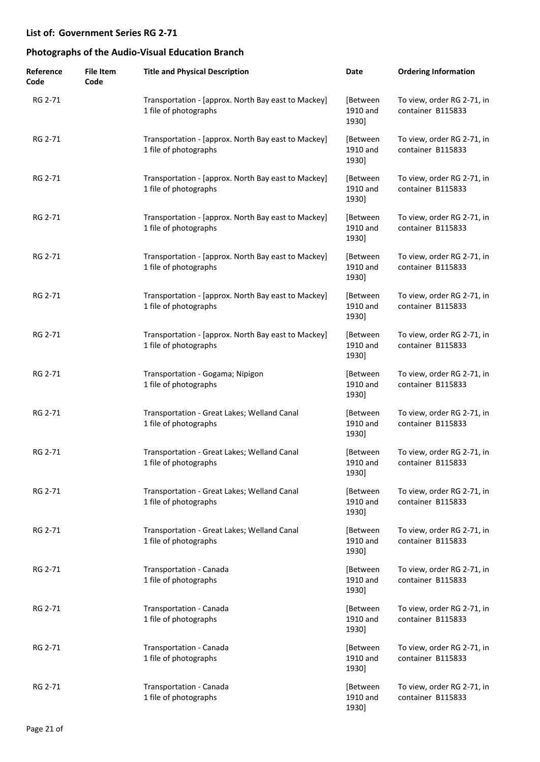## List of: Government Series RG 2-71

## Photographs of the Audio-Visual Education Branch

| Reference Code | File Item Code | Title and Physical Description | Date | Ordering Information |
| --- | --- | --- | --- | --- |
| RG 2-71 | | Transportation - [approx. North Bay east to Mackey] 1 file of photographs | [Between 1910 and 1930] | To view, order RG 2-71, in container B115833 |
| RG 2-71 | | Transportation - [approx. North Bay east to Mackey] 1 file of photographs | [Between 1910 and 1930] | To view, order RG 2-71, in container B115833 |
| RG 2-71 | | Transportation - [approx. North Bay east to Mackey] 1 file of photographs | [Between 1910 and 1930] | To view, order RG 2-71, in container B115833 |
| RG 2-71 | | Transportation - [approx. North Bay east to Mackey] 1 file of photographs | [Between 1910 and 1930] | To view, order RG 2-71, in container B115833 |
| RG 2-71 | | Transportation - [approx. North Bay east to Mackey] 1 file of photographs | [Between 1910 and 1930] | To view, order RG 2-71, in container B115833 |
| RG 2-71 | | Transportation - [approx. North Bay east to Mackey] 1 file of photographs | [Between 1910 and 1930] | To view, order RG 2-71, in container B115833 |
| RG 2-71 | | Transportation - [approx. North Bay east to Mackey] 1 file of photographs | [Between 1910 and 1930] | To view, order RG 2-71, in container B115833 |
| RG 2-71 | | Transportation - Gogama; Nipigon 1 file of photographs | [Between 1910 and 1930] | To view, order RG 2-71, in container B115833 |
| RG 2-71 | | Transportation - Great Lakes; Welland Canal 1 file of photographs | [Between 1910 and 1930] | To view, order RG 2-71, in container B115833 |
| RG 2-71 | | Transportation - Great Lakes; Welland Canal 1 file of photographs | [Between 1910 and 1930] | To view, order RG 2-71, in container B115833 |
| RG 2-71 | | Transportation - Great Lakes; Welland Canal 1 file of photographs | [Between 1910 and 1930] | To view, order RG 2-71, in container B115833 |
| RG 2-71 | | Transportation - Great Lakes; Welland Canal 1 file of photographs | [Between 1910 and 1930] | To view, order RG 2-71, in container B115833 |
| RG 2-71 | | Transportation - Canada 1 file of photographs | [Between 1910 and 1930] | To view, order RG 2-71, in container B115833 |
| RG 2-71 | | Transportation - Canada 1 file of photographs | [Between 1910 and 1930] | To view, order RG 2-71, in container B115833 |
| RG 2-71 | | Transportation - Canada 1 file of photographs | [Between 1910 and 1930] | To view, order RG 2-71, in container B115833 |
| RG 2-71 | | Transportation - Canada 1 file of photographs | [Between 1910 and 1930] | To view, order RG 2-71, in container B115833 |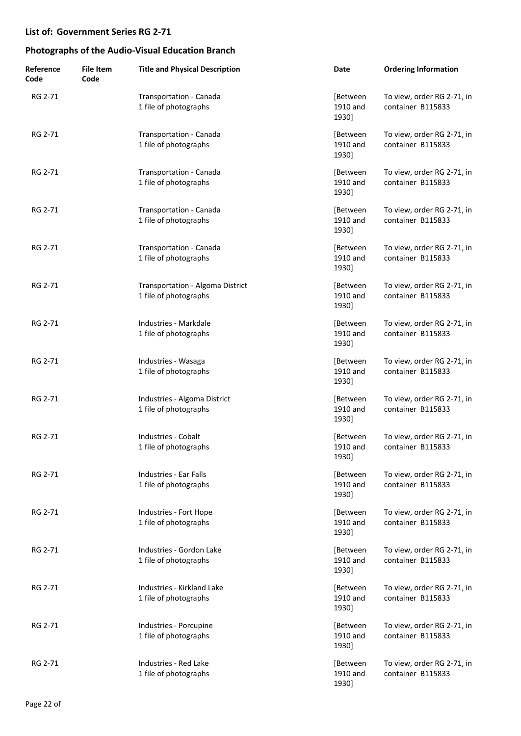## List of: Government Series RG 2-71

## Photographs of the Audio-Visual Education Branch

| Reference Code | File Item Code | Title and Physical Description | Date | Ordering Information |
|---|---|---|---|---|
| RG 2-71 | | Transportation - Canada<br>1 file of photographs | [Between 1910 and 1930] | To view, order RG 2-71, in container B115833 |
| RG 2-71 | | Transportation - Canada<br>1 file of photographs | [Between 1910 and 1930] | To view, order RG 2-71, in container B115833 |
| RG 2-71 | | Transportation - Canada<br>1 file of photographs | [Between 1910 and 1930] | To view, order RG 2-71, in container B115833 |
| RG 2-71 | | Transportation - Canada<br>1 file of photographs | [Between 1910 and 1930] | To view, order RG 2-71, in container B115833 |
| RG 2-71 | | Transportation - Canada<br>1 file of photographs | [Between 1910 and 1930] | To view, order RG 2-71, in container B115833 |
| RG 2-71 | | Transportation - Algoma District<br>1 file of photographs | [Between 1910 and 1930] | To view, order RG 2-71, in container B115833 |
| RG 2-71 | | Industries - Markdale<br>1 file of photographs | [Between 1910 and 1930] | To view, order RG 2-71, in container B115833 |
| RG 2-71 | | Industries - Wasaga<br>1 file of photographs | [Between 1910 and 1930] | To view, order RG 2-71, in container B115833 |
| RG 2-71 | | Industries - Algoma District<br>1 file of photographs | [Between 1910 and 1930] | To view, order RG 2-71, in container B115833 |
| RG 2-71 | | Industries - Cobalt<br>1 file of photographs | [Between 1910 and 1930] | To view, order RG 2-71, in container B115833 |
| RG 2-71 | | Industries - Ear Falls<br>1 file of photographs | [Between 1910 and 1930] | To view, order RG 2-71, in container B115833 |
| RG 2-71 | | Industries - Fort Hope<br>1 file of photographs | [Between 1910 and 1930] | To view, order RG 2-71, in container B115833 |
| RG 2-71 | | Industries - Gordon Lake<br>1 file of photographs | [Between 1910 and 1930] | To view, order RG 2-71, in container B115833 |
| RG 2-71 | | Industries - Kirkland Lake<br>1 file of photographs | [Between 1910 and 1930] | To view, order RG 2-71, in container B115833 |
| RG 2-71 | | Industries - Porcupine<br>1 file of photographs | [Between 1910 and 1930] | To view, order RG 2-71, in container B115833 |
| RG 2-71 | | Industries - Red Lake<br>1 file of photographs | [Between 1910 and 1930] | To view, order RG 2-71, in container B115833 |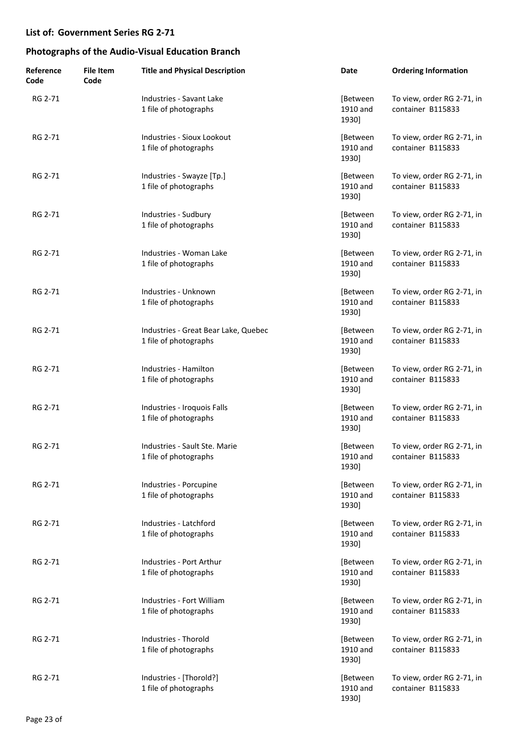## List of: Government Series RG 2-71

## Photographs of the Audio-Visual Education Branch

| Reference Code | File Item Code | Title and Physical Description | Date | Ordering Information |
|---|---|---|---|---|
| RG 2-71 | | Industries - Savant Lake<br>1 file of photographs | [Between 1910 and 1930] | To view, order RG 2-71, in container B115833 |
| RG 2-71 | | Industries - Sioux Lookout<br>1 file of photographs | [Between 1910 and 1930] | To view, order RG 2-71, in container B115833 |
| RG 2-71 | | Industries - Swayze [Tp.]<br>1 file of photographs | [Between 1910 and 1930] | To view, order RG 2-71, in container B115833 |
| RG 2-71 | | Industries - Sudbury<br>1 file of photographs | [Between 1910 and 1930] | To view, order RG 2-71, in container B115833 |
| RG 2-71 | | Industries - Woman Lake<br>1 file of photographs | [Between 1910 and 1930] | To view, order RG 2-71, in container B115833 |
| RG 2-71 | | Industries - Unknown<br>1 file of photographs | [Between 1910 and 1930] | To view, order RG 2-71, in container B115833 |
| RG 2-71 | | Industries - Great Bear Lake, Quebec<br>1 file of photographs | [Between 1910 and 1930] | To view, order RG 2-71, in container B115833 |
| RG 2-71 | | Industries - Hamilton<br>1 file of photographs | [Between 1910 and 1930] | To view, order RG 2-71, in container B115833 |
| RG 2-71 | | Industries - Iroquois Falls<br>1 file of photographs | [Between 1910 and 1930] | To view, order RG 2-71, in container B115833 |
| RG 2-71 | | Industries - Sault Ste. Marie<br>1 file of photographs | [Between 1910 and 1930] | To view, order RG 2-71, in container B115833 |
| RG 2-71 | | Industries - Porcupine<br>1 file of photographs | [Between 1910 and 1930] | To view, order RG 2-71, in container B115833 |
| RG 2-71 | | Industries - Latchford<br>1 file of photographs | [Between 1910 and 1930] | To view, order RG 2-71, in container B115833 |
| RG 2-71 | | Industries - Port Arthur<br>1 file of photographs | [Between 1910 and 1930] | To view, order RG 2-71, in container B115833 |
| RG 2-71 | | Industries - Fort William<br>1 file of photographs | [Between 1910 and 1930] | To view, order RG 2-71, in container B115833 |
| RG 2-71 | | Industries - Thorold<br>1 file of photographs | [Between 1910 and 1930] | To view, order RG 2-71, in container B115833 |
| RG 2-71 | | Industries - [Thorold?]<br>1 file of photographs | [Between 1910 and 1930] | To view, order RG 2-71, in container B115833 |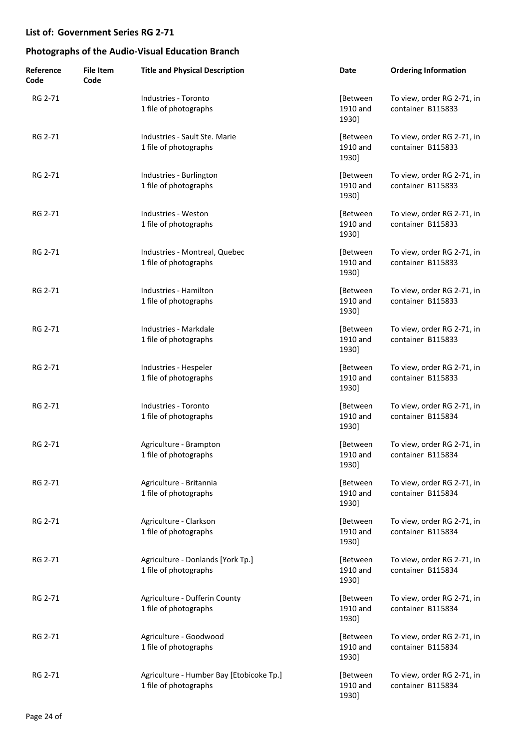## List of: Government Series RG 2-71

## Photographs of the Audio-Visual Education Branch

| Reference Code | File Item Code | Title and Physical Description | Date | Ordering Information |
|---|---|---|---|---|
| RG 2-71 | | Industries - Toronto<br>1 file of photographs | [Between 1910 and 1930] | To view, order RG 2-71, in container B115833 |
| RG 2-71 | | Industries - Sault Ste. Marie<br>1 file of photographs | [Between 1910 and 1930] | To view, order RG 2-71, in container B115833 |
| RG 2-71 | | Industries - Burlington<br>1 file of photographs | [Between 1910 and 1930] | To view, order RG 2-71, in container B115833 |
| RG 2-71 | | Industries - Weston<br>1 file of photographs | [Between 1910 and 1930] | To view, order RG 2-71, in container B115833 |
| RG 2-71 | | Industries - Montreal, Quebec<br>1 file of photographs | [Between 1910 and 1930] | To view, order RG 2-71, in container B115833 |
| RG 2-71 | | Industries - Hamilton<br>1 file of photographs | [Between 1910 and 1930] | To view, order RG 2-71, in container B115833 |
| RG 2-71 | | Industries - Markdale<br>1 file of photographs | [Between 1910 and 1930] | To view, order RG 2-71, in container B115833 |
| RG 2-71 | | Industries - Hespeler<br>1 file of photographs | [Between 1910 and 1930] | To view, order RG 2-71, in container B115833 |
| RG 2-71 | | Industries - Toronto<br>1 file of photographs | [Between 1910 and 1930] | To view, order RG 2-71, in container B115834 |
| RG 2-71 | | Agriculture - Brampton<br>1 file of photographs | [Between 1910 and 1930] | To view, order RG 2-71, in container B115834 |
| RG 2-71 | | Agriculture - Britannia<br>1 file of photographs | [Between 1910 and 1930] | To view, order RG 2-71, in container B115834 |
| RG 2-71 | | Agriculture - Clarkson<br>1 file of photographs | [Between 1910 and 1930] | To view, order RG 2-71, in container B115834 |
| RG 2-71 | | Agriculture - Donlands [York Tp.]<br>1 file of photographs | [Between 1910 and 1930] | To view, order RG 2-71, in container B115834 |
| RG 2-71 | | Agriculture - Dufferin County<br>1 file of photographs | [Between 1910 and 1930] | To view, order RG 2-71, in container B115834 |
| RG 2-71 | | Agriculture - Goodwood<br>1 file of photographs | [Between 1910 and 1930] | To view, order RG 2-71, in container B115834 |
| RG 2-71 | | Agriculture - Humber Bay [Etobicoke Tp.]<br>1 file of photographs | [Between 1910 and 1930] | To view, order RG 2-71, in container B115834 |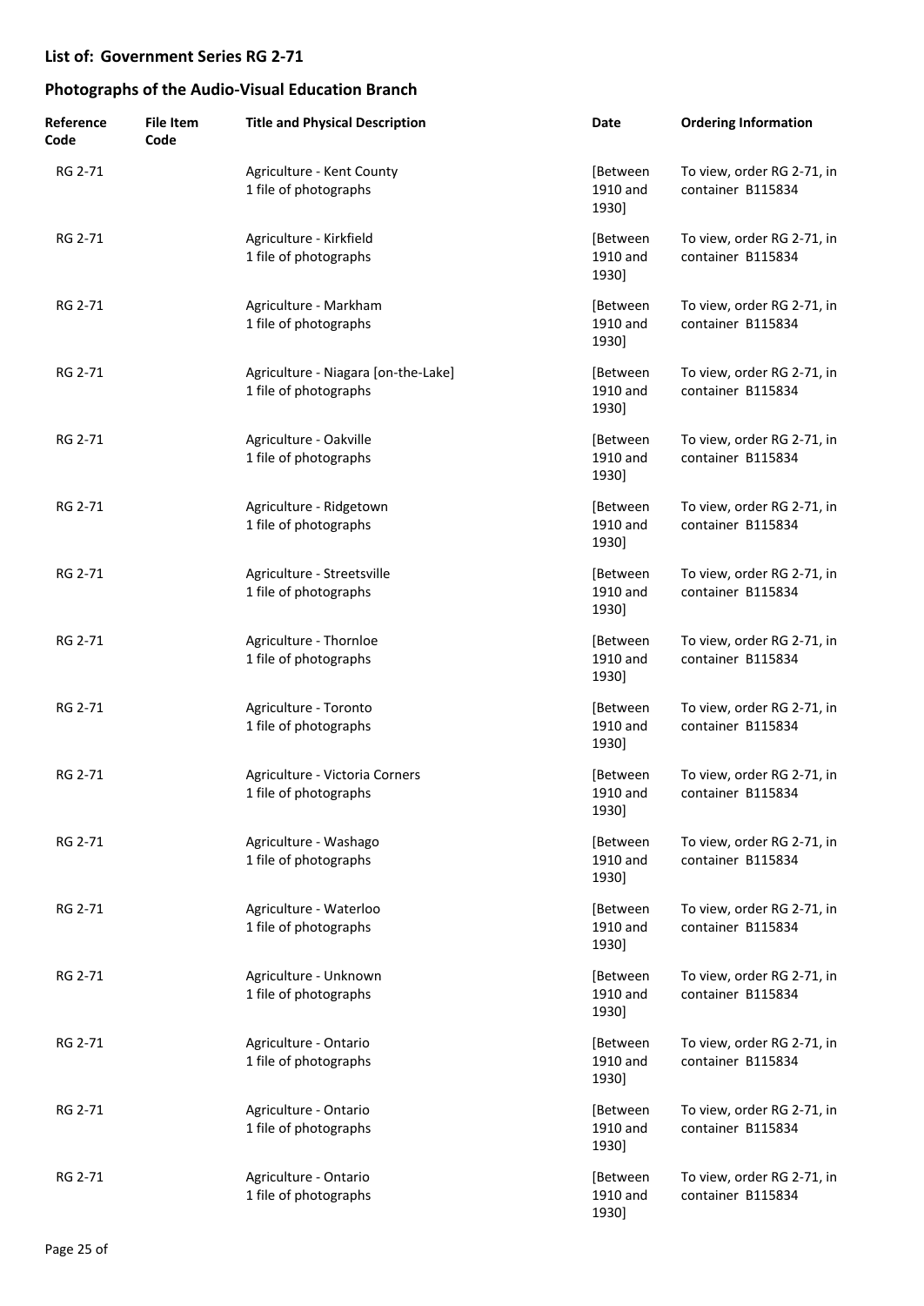**List of: Government Series RG 2-71**

**Photographs of the Audio-Visual Education Branch**

| Reference Code | File Item Code | Title and Physical Description | Date | Ordering Information |
|---|---|---|---|---|
| RG 2-71 | | Agriculture - Kent County<br>1 file of photographs | [Between 1910 and 1930] | To view, order RG 2-71, in container B115834 |
| RG 2-71 | | Agriculture - Kirkfield<br>1 file of photographs | [Between 1910 and 1930] | To view, order RG 2-71, in container B115834 |
| RG 2-71 | | Agriculture - Markham<br>1 file of photographs | [Between 1910 and 1930] | To view, order RG 2-71, in container B115834 |
| RG 2-71 | | Agriculture - Niagara [on-the-Lake]<br>1 file of photographs | [Between 1910 and 1930] | To view, order RG 2-71, in container B115834 |
| RG 2-71 | | Agriculture - Oakville<br>1 file of photographs | [Between 1910 and 1930] | To view, order RG 2-71, in container B115834 |
| RG 2-71 | | Agriculture - Ridgetown<br>1 file of photographs | [Between 1910 and 1930] | To view, order RG 2-71, in container B115834 |
| RG 2-71 | | Agriculture - Streetsville<br>1 file of photographs | [Between 1910 and 1930] | To view, order RG 2-71, in container B115834 |
| RG 2-71 | | Agriculture - Thornloe<br>1 file of photographs | [Between 1910 and 1930] | To view, order RG 2-71, in container B115834 |
| RG 2-71 | | Agriculture - Toronto<br>1 file of photographs | [Between 1910 and 1930] | To view, order RG 2-71, in container B115834 |
| RG 2-71 | | Agriculture - Victoria Corners<br>1 file of photographs | [Between 1910 and 1930] | To view, order RG 2-71, in container B115834 |
| RG 2-71 | | Agriculture - Washago<br>1 file of photographs | [Between 1910 and 1930] | To view, order RG 2-71, in container B115834 |
| RG 2-71 | | Agriculture - Waterloo<br>1 file of photographs | [Between 1910 and 1930] | To view, order RG 2-71, in container B115834 |
| RG 2-71 | | Agriculture - Unknown<br>1 file of photographs | [Between 1910 and 1930] | To view, order RG 2-71, in container B115834 |
| RG 2-71 | | Agriculture - Ontario<br>1 file of photographs | [Between 1910 and 1930] | To view, order RG 2-71, in container B115834 |
| RG 2-71 | | Agriculture - Ontario<br>1 file of photographs | [Between 1910 and 1930] | To view, order RG 2-71, in container B115834 |
| RG 2-71 | | Agriculture - Ontario<br>1 file of photographs | [Between 1910 and 1930] | To view, order RG 2-71, in container B115834 |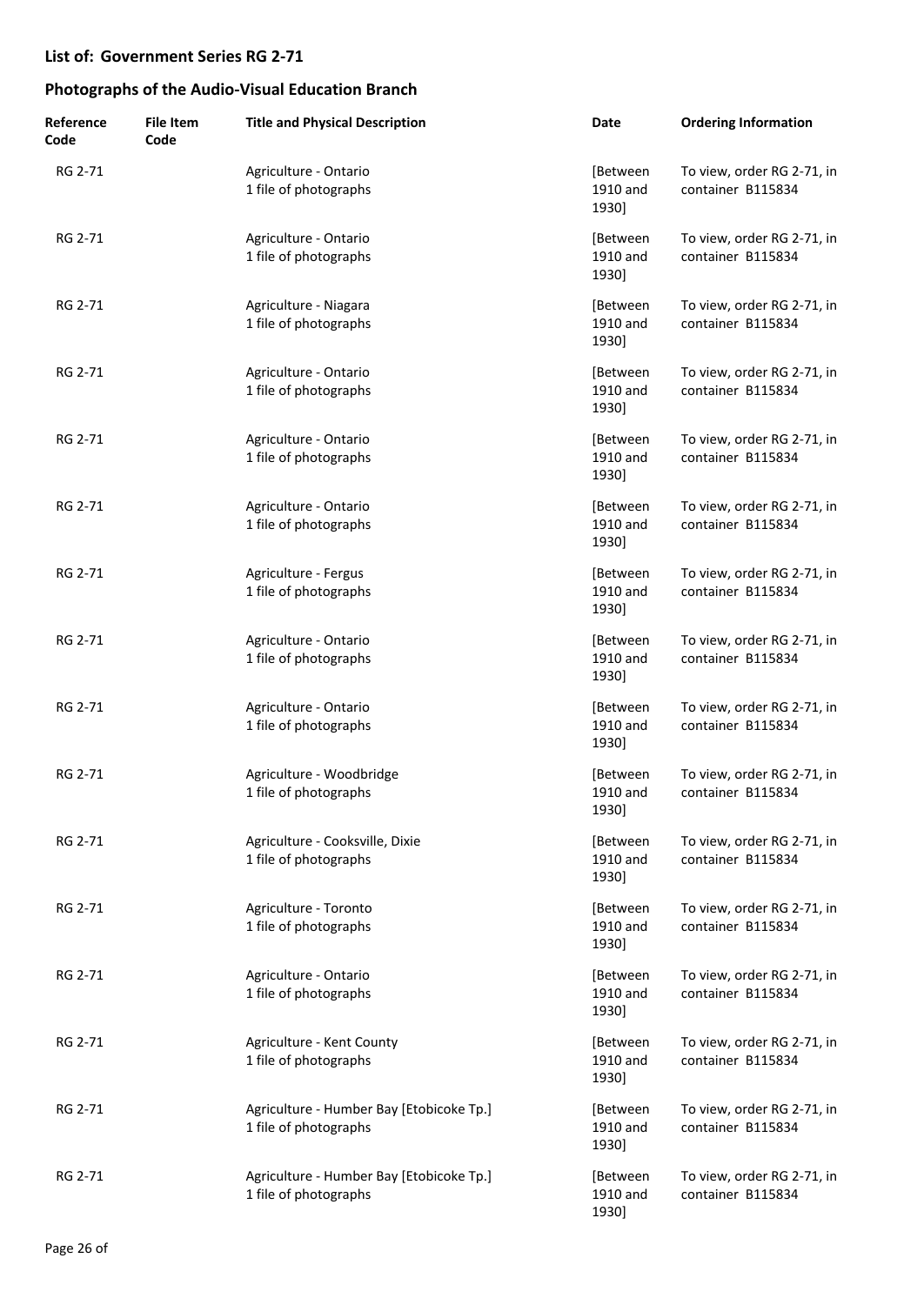## List of: Government Series RG 2-71

## Photographs of the Audio-Visual Education Branch

| Reference Code | File Item Code | Title and Physical Description | Date | Ordering Information |
|---|---|---|---|---|
| RG 2-71 | | Agriculture - Ontario<br>1 file of photographs | [Between 1910 and 1930] | To view, order RG 2-71, in container B115834 |
| RG 2-71 | | Agriculture - Ontario<br>1 file of photographs | [Between 1910 and 1930] | To view, order RG 2-71, in container B115834 |
| RG 2-71 | | Agriculture - Niagara<br>1 file of photographs | [Between 1910 and 1930] | To view, order RG 2-71, in container B115834 |
| RG 2-71 | | Agriculture - Ontario<br>1 file of photographs | [Between 1910 and 1930] | To view, order RG 2-71, in container B115834 |
| RG 2-71 | | Agriculture - Ontario<br>1 file of photographs | [Between 1910 and 1930] | To view, order RG 2-71, in container B115834 |
| RG 2-71 | | Agriculture - Ontario<br>1 file of photographs | [Between 1910 and 1930] | To view, order RG 2-71, in container B115834 |
| RG 2-71 | | Agriculture - Fergus<br>1 file of photographs | [Between 1910 and 1930] | To view, order RG 2-71, in container B115834 |
| RG 2-71 | | Agriculture - Ontario<br>1 file of photographs | [Between 1910 and 1930] | To view, order RG 2-71, in container B115834 |
| RG 2-71 | | Agriculture - Ontario<br>1 file of photographs | [Between 1910 and 1930] | To view, order RG 2-71, in container B115834 |
| RG 2-71 | | Agriculture - Woodbridge<br>1 file of photographs | [Between 1910 and 1930] | To view, order RG 2-71, in container B115834 |
| RG 2-71 | | Agriculture - Cooksville, Dixie<br>1 file of photographs | [Between 1910 and 1930] | To view, order RG 2-71, in container B115834 |
| RG 2-71 | | Agriculture - Toronto<br>1 file of photographs | [Between 1910 and 1930] | To view, order RG 2-71, in container B115834 |
| RG 2-71 | | Agriculture - Ontario<br>1 file of photographs | [Between 1910 and 1930] | To view, order RG 2-71, in container B115834 |
| RG 2-71 | | Agriculture - Kent County<br>1 file of photographs | [Between 1910 and 1930] | To view, order RG 2-71, in container B115834 |
| RG 2-71 | | Agriculture - Humber Bay [Etobicoke Tp.]<br>1 file of photographs | [Between 1910 and 1930] | To view, order RG 2-71, in container B115834 |
| RG 2-71 | | Agriculture - Humber Bay [Etobicoke Tp.]<br>1 file of photographs | [Between 1910 and 1930] | To view, order RG 2-71, in container B115834 |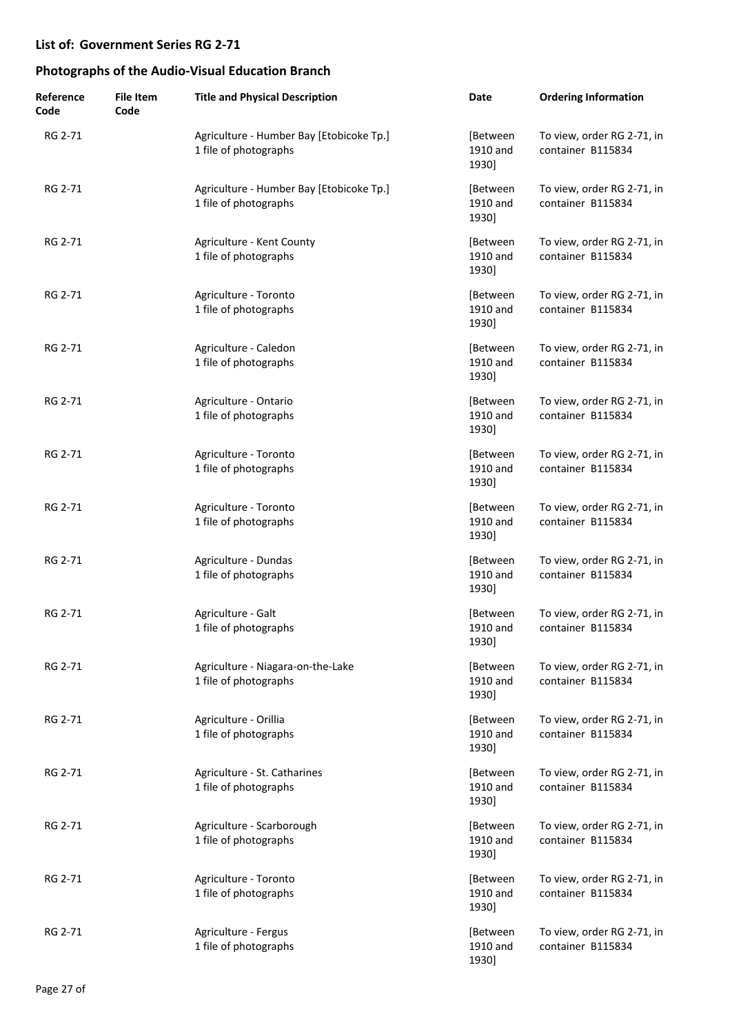## List of: Government Series RG 2-71

## Photographs of the Audio-Visual Education Branch

| Reference Code | File Item Code | Title and Physical Description | Date | Ordering Information |
|---|---|---|---|---|
| RG 2-71 | | Agriculture - Humber Bay [Etobicoke Tp.]<br>1 file of photographs | [Between 1910 and 1930] | To view, order RG 2-71, in container B115834 |
| RG 2-71 | | Agriculture - Humber Bay [Etobicoke Tp.]<br>1 file of photographs | [Between 1910 and 1930] | To view, order RG 2-71, in container B115834 |
| RG 2-71 | | Agriculture - Kent County<br>1 file of photographs | [Between 1910 and 1930] | To view, order RG 2-71, in container B115834 |
| RG 2-71 | | Agriculture - Toronto<br>1 file of photographs | [Between 1910 and 1930] | To view, order RG 2-71, in container B115834 |
| RG 2-71 | | Agriculture - Caledon<br>1 file of photographs | [Between 1910 and 1930] | To view, order RG 2-71, in container B115834 |
| RG 2-71 | | Agriculture - Ontario<br>1 file of photographs | [Between 1910 and 1930] | To view, order RG 2-71, in container B115834 |
| RG 2-71 | | Agriculture - Toronto<br>1 file of photographs | [Between 1910 and 1930] | To view, order RG 2-71, in container B115834 |
| RG 2-71 | | Agriculture - Toronto<br>1 file of photographs | [Between 1910 and 1930] | To view, order RG 2-71, in container B115834 |
| RG 2-71 | | Agriculture - Dundas<br>1 file of photographs | [Between 1910 and 1930] | To view, order RG 2-71, in container B115834 |
| RG 2-71 | | Agriculture - Galt<br>1 file of photographs | [Between 1910 and 1930] | To view, order RG 2-71, in container B115834 |
| RG 2-71 | | Agriculture - Niagara-on-the-Lake<br>1 file of photographs | [Between 1910 and 1930] | To view, order RG 2-71, in container B115834 |
| RG 2-71 | | Agriculture - Orillia<br>1 file of photographs | [Between 1910 and 1930] | To view, order RG 2-71, in container B115834 |
| RG 2-71 | | Agriculture - St. Catharines<br>1 file of photographs | [Between 1910 and 1930] | To view, order RG 2-71, in container B115834 |
| RG 2-71 | | Agriculture - Scarborough<br>1 file of photographs | [Between 1910 and 1930] | To view, order RG 2-71, in container B115834 |
| RG 2-71 | | Agriculture - Toronto<br>1 file of photographs | [Between 1910 and 1930] | To view, order RG 2-71, in container B115834 |
| RG 2-71 | | Agriculture - Fergus<br>1 file of photographs | [Between 1910 and 1930] | To view, order RG 2-71, in container B115834 |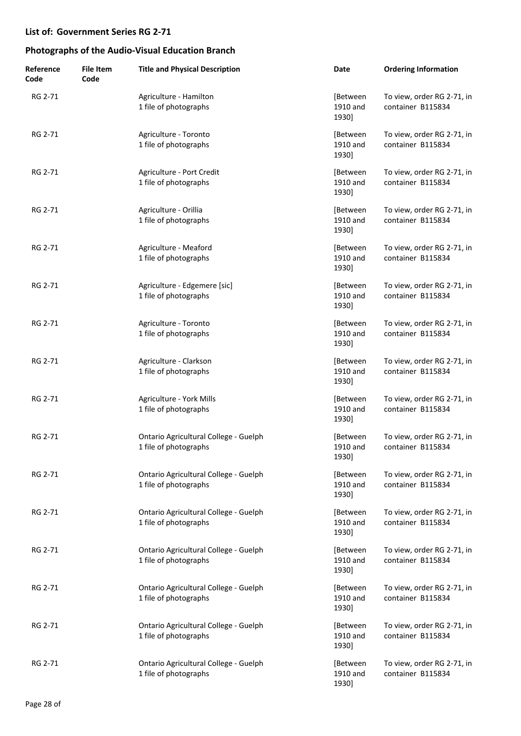## List of: Government Series RG 2-71

## Photographs of the Audio-Visual Education Branch

| Reference Code | File Item Code | Title and Physical Description | Date | Ordering Information |
|---|---|---|---|---|
| RG 2-71 | | Agriculture - Hamilton<br>1 file of photographs | [Between 1910 and 1930] | To view, order RG 2-71, in container B115834 |
| RG 2-71 | | Agriculture - Toronto<br>1 file of photographs | [Between 1910 and 1930] | To view, order RG 2-71, in container B115834 |
| RG 2-71 | | Agriculture - Port Credit<br>1 file of photographs | [Between 1910 and 1930] | To view, order RG 2-71, in container B115834 |
| RG 2-71 | | Agriculture - Orillia<br>1 file of photographs | [Between 1910 and 1930] | To view, order RG 2-71, in container B115834 |
| RG 2-71 | | Agriculture - Meaford<br>1 file of photographs | [Between 1910 and 1930] | To view, order RG 2-71, in container B115834 |
| RG 2-71 | | Agriculture - Edgemere [sic]<br>1 file of photographs | [Between 1910 and 1930] | To view, order RG 2-71, in container B115834 |
| RG 2-71 | | Agriculture - Toronto<br>1 file of photographs | [Between 1910 and 1930] | To view, order RG 2-71, in container B115834 |
| RG 2-71 | | Agriculture - Clarkson<br>1 file of photographs | [Between 1910 and 1930] | To view, order RG 2-71, in container B115834 |
| RG 2-71 | | Agriculture - York Mills<br>1 file of photographs | [Between 1910 and 1930] | To view, order RG 2-71, in container B115834 |
| RG 2-71 | | Ontario Agricultural College - Guelph<br>1 file of photographs | [Between 1910 and 1930] | To view, order RG 2-71, in container B115834 |
| RG 2-71 | | Ontario Agricultural College - Guelph<br>1 file of photographs | [Between 1910 and 1930] | To view, order RG 2-71, in container B115834 |
| RG 2-71 | | Ontario Agricultural College - Guelph<br>1 file of photographs | [Between 1910 and 1930] | To view, order RG 2-71, in container B115834 |
| RG 2-71 | | Ontario Agricultural College - Guelph<br>1 file of photographs | [Between 1910 and 1930] | To view, order RG 2-71, in container B115834 |
| RG 2-71 | | Ontario Agricultural College - Guelph<br>1 file of photographs | [Between 1910 and 1930] | To view, order RG 2-71, in container B115834 |
| RG 2-71 | | Ontario Agricultural College - Guelph<br>1 file of photographs | [Between 1910 and 1930] | To view, order RG 2-71, in container B115834 |
| RG 2-71 | | Ontario Agricultural College - Guelph<br>1 file of photographs | [Between 1910 and 1930] | To view, order RG 2-71, in container B115834 |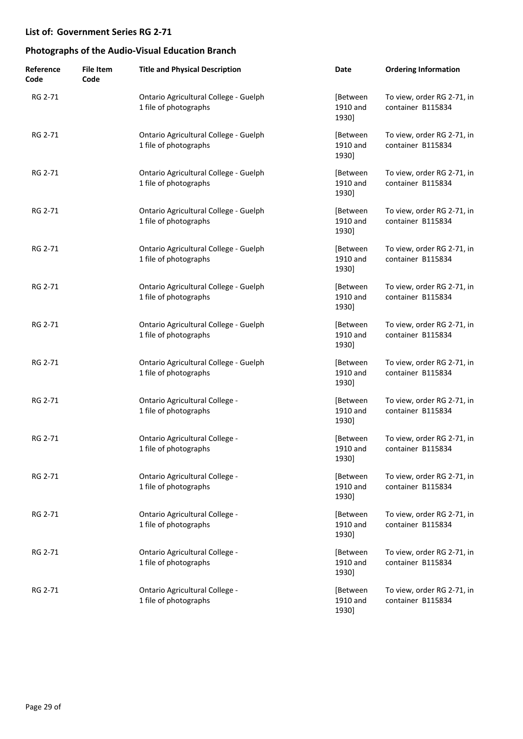## List of: Government Series RG 2-71

## Photographs of the Audio-Visual Education Branch

| Reference Code | File Item Code | Title and Physical Description | Date | Ordering Information |
| --- | --- | --- | --- | --- |
| RG 2-71 | | Ontario Agricultural College - Guelph<br>1 file of photographs | [Between 1910 and 1930] | To view, order RG 2-71, in container B115834 |
| RG 2-71 | | Ontario Agricultural College - Guelph<br>1 file of photographs | [Between 1910 and 1930] | To view, order RG 2-71, in container B115834 |
| RG 2-71 | | Ontario Agricultural College - Guelph<br>1 file of photographs | [Between 1910 and 1930] | To view, order RG 2-71, in container B115834 |
| RG 2-71 | | Ontario Agricultural College - Guelph<br>1 file of photographs | [Between 1910 and 1930] | To view, order RG 2-71, in container B115834 |
| RG 2-71 | | Ontario Agricultural College - Guelph<br>1 file of photographs | [Between 1910 and 1930] | To view, order RG 2-71, in container B115834 |
| RG 2-71 | | Ontario Agricultural College - Guelph<br>1 file of photographs | [Between 1910 and 1930] | To view, order RG 2-71, in container B115834 |
| RG 2-71 | | Ontario Agricultural College - Guelph<br>1 file of photographs | [Between 1910 and 1930] | To view, order RG 2-71, in container B115834 |
| RG 2-71 | | Ontario Agricultural College - Guelph<br>1 file of photographs | [Between 1910 and 1930] | To view, order RG 2-71, in container B115834 |
| RG 2-71 | | Ontario Agricultural College -<br>1 file of photographs | [Between 1910 and 1930] | To view, order RG 2-71, in container B115834 |
| RG 2-71 | | Ontario Agricultural College -<br>1 file of photographs | [Between 1910 and 1930] | To view, order RG 2-71, in container B115834 |
| RG 2-71 | | Ontario Agricultural College -<br>1 file of photographs | [Between 1910 and 1930] | To view, order RG 2-71, in container B115834 |
| RG 2-71 | | Ontario Agricultural College -<br>1 file of photographs | [Between 1910 and 1930] | To view, order RG 2-71, in container B115834 |
| RG 2-71 | | Ontario Agricultural College -<br>1 file of photographs | [Between 1910 and 1930] | To view, order RG 2-71, in container B115834 |
| RG 2-71 | | Ontario Agricultural College -<br>1 file of photographs | [Between 1910 and 1930] | To view, order RG 2-71, in container B115834 |